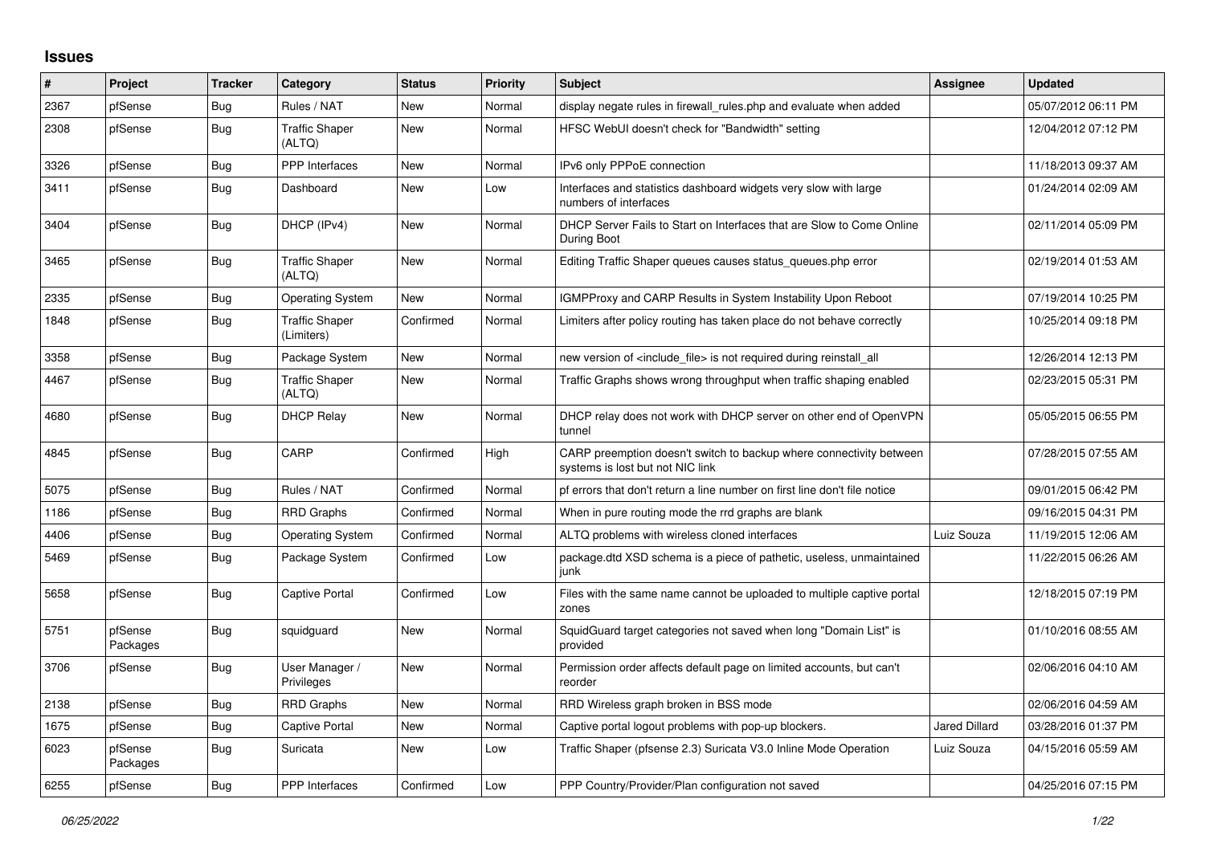## Issues

| # | Project | Tracker | Category | Status | Priority | Subject | Assignee | Updated |
|---|---|---|---|---|---|---|---|---|
| 2367 | pfSense | Bug | Rules / NAT | New | Normal | display negate rules in firewall_rules.php and evaluate when added | | 05/07/2012 06:11 PM |
| 2308 | pfSense | Bug | Traffic Shaper (ALTQ) | New | Normal | HFSC WebUI doesn't check for "Bandwidth" setting | | 12/04/2012 07:12 PM |
| 3326 | pfSense | Bug | PPP Interfaces | New | Normal | IPv6 only PPPoE connection | | 11/18/2013 09:37 AM |
| 3411 | pfSense | Bug | Dashboard | New | Low | Interfaces and statistics dashboard widgets very slow with large numbers of interfaces | | 01/24/2014 02:09 AM |
| 3404 | pfSense | Bug | DHCP (IPv4) | New | Normal | DHCP Server Fails to Start on Interfaces that are Slow to Come Online During Boot | | 02/11/2014 05:09 PM |
| 3465 | pfSense | Bug | Traffic Shaper (ALTQ) | New | Normal | Editing Traffic Shaper queues causes status_queues.php error | | 02/19/2014 01:53 AM |
| 2335 | pfSense | Bug | Operating System | New | Normal | IGMPProxy and CARP Results in System Instability Upon Reboot | | 07/19/2014 10:25 PM |
| 1848 | pfSense | Bug | Traffic Shaper (Limiters) | Confirmed | Normal | Limiters after policy routing has taken place do not behave correctly | | 10/25/2014 09:18 PM |
| 3358 | pfSense | Bug | Package System | New | Normal | new version of <include_file> is not required during reinstall_all | | 12/26/2014 12:13 PM |
| 4467 | pfSense | Bug | Traffic Shaper (ALTQ) | New | Normal | Traffic Graphs shows wrong throughput when traffic shaping enabled | | 02/23/2015 05:31 PM |
| 4680 | pfSense | Bug | DHCP Relay | New | Normal | DHCP relay does not work with DHCP server on other end of OpenVPN tunnel | | 05/05/2015 06:55 PM |
| 4845 | pfSense | Bug | CARP | Confirmed | High | CARP preemption doesn't switch to backup where connectivity between systems is lost but not NIC link | | 07/28/2015 07:55 AM |
| 5075 | pfSense | Bug | Rules / NAT | Confirmed | Normal | pf errors that don't return a line number on first line don't file notice | | 09/01/2015 06:42 PM |
| 1186 | pfSense | Bug | RRD Graphs | Confirmed | Normal | When in pure routing mode the rrd graphs are blank | | 09/16/2015 04:31 PM |
| 4406 | pfSense | Bug | Operating System | Confirmed | Normal | ALTQ problems with wireless cloned interfaces | Luiz Souza | 11/19/2015 12:06 AM |
| 5469 | pfSense | Bug | Package System | Confirmed | Low | package.dtd XSD schema is a piece of pathetic, useless, unmaintained junk | | 11/22/2015 06:26 AM |
| 5658 | pfSense | Bug | Captive Portal | Confirmed | Low | Files with the same name cannot be uploaded to multiple captive portal zones | | 12/18/2015 07:19 PM |
| 5751 | pfSense Packages | Bug | squidguard | New | Normal | SquidGuard target categories not saved when long "Domain List" is provided | | 01/10/2016 08:55 AM |
| 3706 | pfSense | Bug | User Manager / Privileges | New | Normal | Permission order affects default page on limited accounts, but can't reorder | | 02/06/2016 04:10 AM |
| 2138 | pfSense | Bug | RRD Graphs | New | Normal | RRD Wireless graph broken in BSS mode | | 02/06/2016 04:59 AM |
| 1675 | pfSense | Bug | Captive Portal | New | Normal | Captive portal logout problems with pop-up blockers. | Jared Dillard | 03/28/2016 01:37 PM |
| 6023 | pfSense Packages | Bug | Suricata | New | Low | Traffic Shaper (pfsense 2.3) Suricata V3.0 Inline Mode Operation | Luiz Souza | 04/15/2016 05:59 AM |
| 6255 | pfSense | Bug | PPP Interfaces | Confirmed | Low | PPP Country/Provider/Plan configuration not saved | | 04/25/2016 07:15 PM |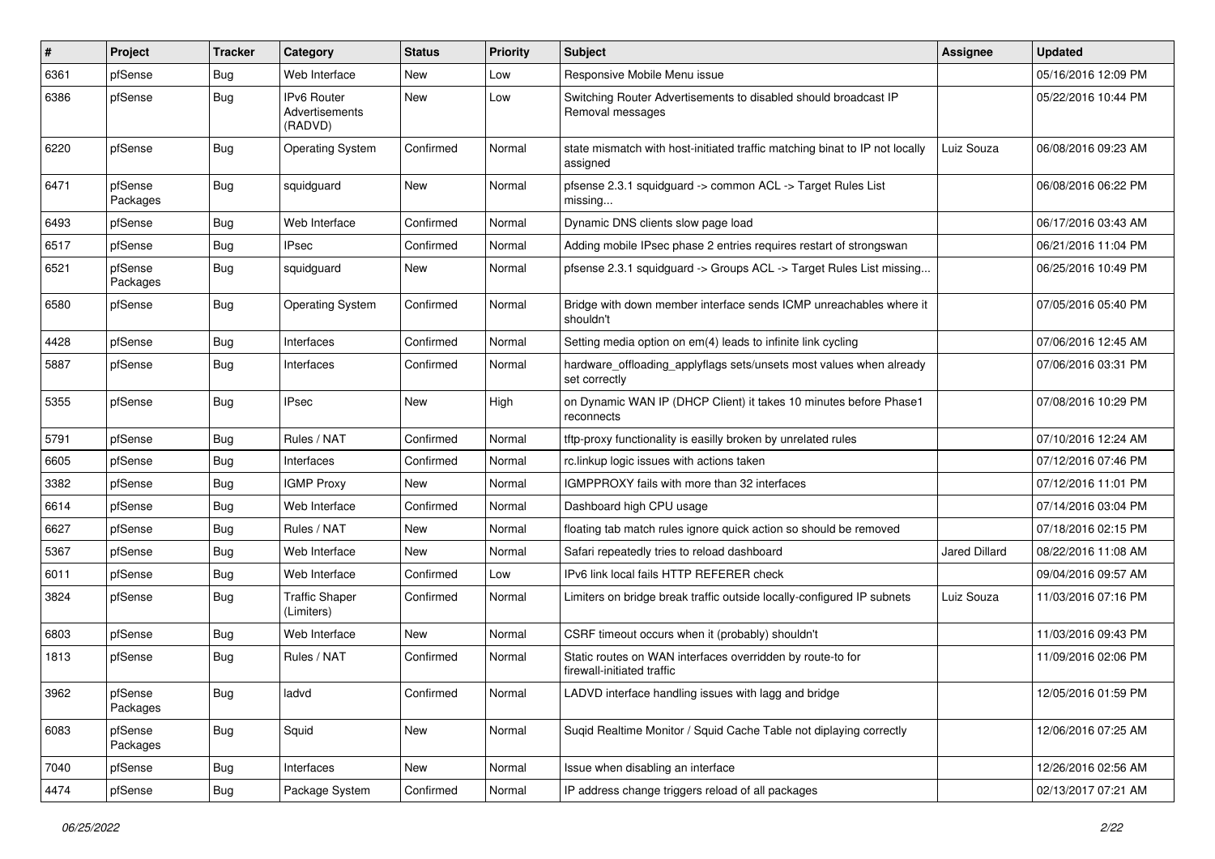| # | Project | Tracker | Category | Status | Priority | Subject | Assignee | Updated |
|---|---|---|---|---|---|---|---|---|
| 6361 | pfSense | Bug | Web Interface | New | Low | Responsive Mobile Menu issue | | 05/16/2016 12:09 PM |
| 6386 | pfSense | Bug | IPv6 Router Advertisements (RADVD) | New | Low | Switching Router Advertisements to disabled should broadcast IP Removal messages | | 05/22/2016 10:44 PM |
| 6220 | pfSense | Bug | Operating System | Confirmed | Normal | state mismatch with host-initiated traffic matching binat to IP not locally assigned | Luiz Souza | 06/08/2016 09:23 AM |
| 6471 | pfSense Packages | Bug | squidguard | New | Normal | pfsense 2.3.1 squidguard -> common ACL -> Target Rules List missing... | | 06/08/2016 06:22 PM |
| 6493 | pfSense | Bug | Web Interface | Confirmed | Normal | Dynamic DNS clients slow page load | | 06/17/2016 03:43 AM |
| 6517 | pfSense | Bug | IPsec | Confirmed | Normal | Adding mobile IPsec phase 2 entries requires restart of strongswan | | 06/21/2016 11:04 PM |
| 6521 | pfSense Packages | Bug | squidguard | New | Normal | pfsense 2.3.1 squidguard -> Groups ACL -> Target Rules List missing... | | 06/25/2016 10:49 PM |
| 6580 | pfSense | Bug | Operating System | Confirmed | Normal | Bridge with down member interface sends ICMP unreachables where it shouldn't | | 07/05/2016 05:40 PM |
| 4428 | pfSense | Bug | Interfaces | Confirmed | Normal | Setting media option on em(4) leads to infinite link cycling | | 07/06/2016 12:45 AM |
| 5887 | pfSense | Bug | Interfaces | Confirmed | Normal | hardware_offloading_applyflags sets/unsets most values when already set correctly | | 07/06/2016 03:31 PM |
| 5355 | pfSense | Bug | IPsec | New | High | on Dynamic WAN IP (DHCP Client) it takes 10 minutes before Phase1 reconnects | | 07/08/2016 10:29 PM |
| 5791 | pfSense | Bug | Rules / NAT | Confirmed | Normal | tftp-proxy functionality is easilly broken by unrelated rules | | 07/10/2016 12:24 AM |
| 6605 | pfSense | Bug | Interfaces | Confirmed | Normal | rc.linkup logic issues with actions taken | | 07/12/2016 07:46 PM |
| 3382 | pfSense | Bug | IGMP Proxy | New | Normal | IGMPPROXY fails with more than 32 interfaces | | 07/12/2016 11:01 PM |
| 6614 | pfSense | Bug | Web Interface | Confirmed | Normal | Dashboard high CPU usage | | 07/14/2016 03:04 PM |
| 6627 | pfSense | Bug | Rules / NAT | New | Normal | floating tab match rules ignore quick action so should be removed | | 07/18/2016 02:15 PM |
| 5367 | pfSense | Bug | Web Interface | New | Normal | Safari repeatedly tries to reload dashboard | Jared Dillard | 08/22/2016 11:08 AM |
| 6011 | pfSense | Bug | Web Interface | Confirmed | Low | IPv6 link local fails HTTP REFERER check | | 09/04/2016 09:57 AM |
| 3824 | pfSense | Bug | Traffic Shaper (Limiters) | Confirmed | Normal | Limiters on bridge break traffic outside locally-configured IP subnets | Luiz Souza | 11/03/2016 07:16 PM |
| 6803 | pfSense | Bug | Web Interface | New | Normal | CSRF timeout occurs when it (probably) shouldn't | | 11/03/2016 09:43 PM |
| 1813 | pfSense | Bug | Rules / NAT | Confirmed | Normal | Static routes on WAN interfaces overridden by route-to for firewall-initiated traffic | | 11/09/2016 02:06 PM |
| 3962 | pfSense Packages | Bug | ladvd | Confirmed | Normal | LADVD interface handling issues with lagg and bridge | | 12/05/2016 01:59 PM |
| 6083 | pfSense Packages | Bug | Squid | New | Normal | Suqid Realtime Monitor / Squid Cache Table not diplaying correctly | | 12/06/2016 07:25 AM |
| 7040 | pfSense | Bug | Interfaces | New | Normal | Issue when disabling an interface | | 12/26/2016 02:56 AM |
| 4474 | pfSense | Bug | Package System | Confirmed | Normal | IP address change triggers reload of all packages | | 02/13/2017 07:21 AM |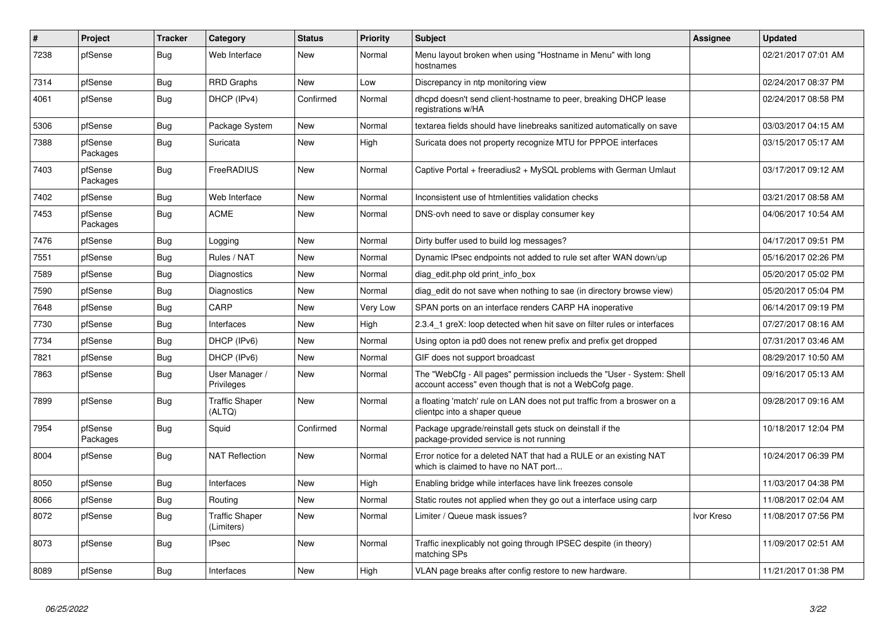| # | Project | Tracker | Category | Status | Priority | Subject | Assignee | Updated |
|---|---|---|---|---|---|---|---|---|
| 7238 | pfSense | Bug | Web Interface | New | Normal | Menu layout broken when using "Hostname in Menu" with long hostnames | | 02/21/2017 07:01 AM |
| 7314 | pfSense | Bug | RRD Graphs | New | Low | Discrepancy in ntp monitoring view | | 02/24/2017 08:37 PM |
| 4061 | pfSense | Bug | DHCP (IPv4) | Confirmed | Normal | dhcpd doesn't send client-hostname to peer, breaking DHCP lease registrations w/HA | | 02/24/2017 08:58 PM |
| 5306 | pfSense | Bug | Package System | New | Normal | textarea fields should have linebreaks sanitized automatically on save | | 03/03/2017 04:15 AM |
| 7388 | pfSense Packages | Bug | Suricata | New | High | Suricata does not property recognize MTU for PPPOE interfaces | | 03/15/2017 05:17 AM |
| 7403 | pfSense Packages | Bug | FreeRADIUS | New | Normal | Captive Portal + freeradius2 + MySQL problems with German Umlaut | | 03/17/2017 09:12 AM |
| 7402 | pfSense | Bug | Web Interface | New | Normal | Inconsistent use of htmlentities validation checks | | 03/21/2017 08:58 AM |
| 7453 | pfSense Packages | Bug | ACME | New | Normal | DNS-ovh need to save or display consumer key | | 04/06/2017 10:54 AM |
| 7476 | pfSense | Bug | Logging | New | Normal | Dirty buffer used to build log messages? | | 04/17/2017 09:51 PM |
| 7551 | pfSense | Bug | Rules / NAT | New | Normal | Dynamic IPsec endpoints not added to rule set after WAN down/up | | 05/16/2017 02:26 PM |
| 7589 | pfSense | Bug | Diagnostics | New | Normal | diag_edit.php old print_info_box | | 05/20/2017 05:02 PM |
| 7590 | pfSense | Bug | Diagnostics | New | Normal | diag_edit do not save when nothing to sae (in directory browse view) | | 05/20/2017 05:04 PM |
| 7648 | pfSense | Bug | CARP | New | Very Low | SPAN ports on an interface renders CARP HA inoperative | | 06/14/2017 09:19 PM |
| 7730 | pfSense | Bug | Interfaces | New | High | 2.3.4_1 greX: loop detected when hit save on filter rules or interfaces | | 07/27/2017 08:16 AM |
| 7734 | pfSense | Bug | DHCP (IPv6) | New | Normal | Using opton ia pd0 does not renew prefix and prefix get dropped | | 07/31/2017 03:46 AM |
| 7821 | pfSense | Bug | DHCP (IPv6) | New | Normal | GIF does not support broadcast | | 08/29/2017 10:50 AM |
| 7863 | pfSense | Bug | User Manager / Privileges | New | Normal | The "WebCfg - All pages" permission inclueds the "User - System: Shell account access" even though that is not a WebCofg page. | | 09/16/2017 05:13 AM |
| 7899 | pfSense | Bug | Traffic Shaper (ALTQ) | New | Normal | a floating 'match' rule on LAN does not put traffic from a broswer on a clientpc into a shaper queue | | 09/28/2017 09:16 AM |
| 7954 | pfSense Packages | Bug | Squid | Confirmed | Normal | Package upgrade/reinstall gets stuck on deinstall if the package-provided service is not running | | 10/18/2017 12:04 PM |
| 8004 | pfSense | Bug | NAT Reflection | New | Normal | Error notice for a deleted NAT that had a RULE or an existing NAT which is claimed to have no NAT port... | | 10/24/2017 06:39 PM |
| 8050 | pfSense | Bug | Interfaces | New | High | Enabling bridge while interfaces have link freezes console | | 11/03/2017 04:38 PM |
| 8066 | pfSense | Bug | Routing | New | Normal | Static routes not applied when they go out a interface using carp | | 11/08/2017 02:04 AM |
| 8072 | pfSense | Bug | Traffic Shaper (Limiters) | New | Normal | Limiter / Queue mask issues? | Ivor Kreso | 11/08/2017 07:56 PM |
| 8073 | pfSense | Bug | IPsec | New | Normal | Traffic inexplicably not going through IPSEC despite (in theory) matching SPs | | 11/09/2017 02:51 AM |
| 8089 | pfSense | Bug | Interfaces | New | High | VLAN page breaks after config restore to new hardware. | | 11/21/2017 01:38 PM |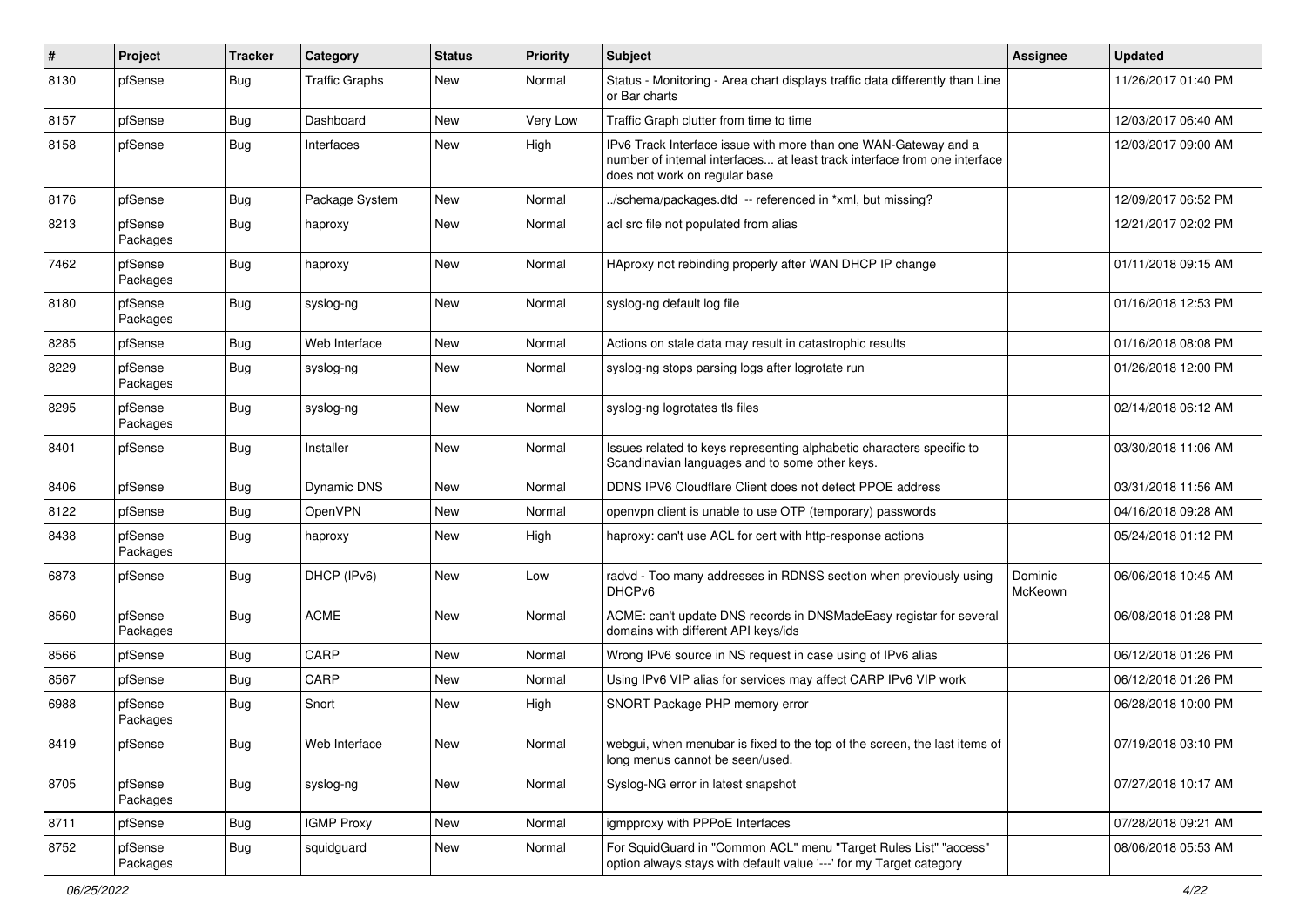| # | Project | Tracker | Category | Status | Priority | Subject | Assignee | Updated |
|---|---|---|---|---|---|---|---|---|
| 8130 | pfSense | Bug | Traffic Graphs | New | Normal | Status - Monitoring - Area chart displays traffic data differently than Line or Bar charts | | 11/26/2017 01:40 PM |
| 8157 | pfSense | Bug | Dashboard | New | Very Low | Traffic Graph clutter from time to time | | 12/03/2017 06:40 AM |
| 8158 | pfSense | Bug | Interfaces | New | High | IPv6 Track Interface issue with more than one WAN-Gateway and a number of internal interfaces... at least track interface from one interface does not work on regular base | | 12/03/2017 09:00 AM |
| 8176 | pfSense | Bug | Package System | New | Normal | ../schema/packages.dtd -- referenced in *xml, but missing? | | 12/09/2017 06:52 PM |
| 8213 | pfSense Packages | Bug | haproxy | New | Normal | acl src file not populated from alias | | 12/21/2017 02:02 PM |
| 7462 | pfSense Packages | Bug | haproxy | New | Normal | HAproxy not rebinding properly after WAN DHCP IP change | | 01/11/2018 09:15 AM |
| 8180 | pfSense Packages | Bug | syslog-ng | New | Normal | syslog-ng default log file | | 01/16/2018 12:53 PM |
| 8285 | pfSense | Bug | Web Interface | New | Normal | Actions on stale data may result in catastrophic results | | 01/16/2018 08:08 PM |
| 8229 | pfSense Packages | Bug | syslog-ng | New | Normal | syslog-ng stops parsing logs after logrotate run | | 01/26/2018 12:00 PM |
| 8295 | pfSense Packages | Bug | syslog-ng | New | Normal | syslog-ng logrotates tls files | | 02/14/2018 06:12 AM |
| 8401 | pfSense | Bug | Installer | New | Normal | Issues related to keys representing alphabetic characters specific to Scandinavian languages and to some other keys. | | 03/30/2018 11:06 AM |
| 8406 | pfSense | Bug | Dynamic DNS | New | Normal | DDNS IPV6 Cloudflare Client does not detect PPOE address | | 03/31/2018 11:56 AM |
| 8122 | pfSense | Bug | OpenVPN | New | Normal | openvpn client is unable to use OTP (temporary) passwords | | 04/16/2018 09:28 AM |
| 8438 | pfSense Packages | Bug | haproxy | New | High | haproxy: can't use ACL for cert with http-response actions | | 05/24/2018 01:12 PM |
| 6873 | pfSense | Bug | DHCP (IPv6) | New | Low | radvd - Too many addresses in RDNSS section when previously using DHCPv6 | Dominic McKeown | 06/06/2018 10:45 AM |
| 8560 | pfSense Packages | Bug | ACME | New | Normal | ACME: can't update DNS records in DNSMadeEasy registar for several domains with different API keys/ids | | 06/08/2018 01:28 PM |
| 8566 | pfSense | Bug | CARP | New | Normal | Wrong IPv6 source in NS request in case using of IPv6 alias | | 06/12/2018 01:26 PM |
| 8567 | pfSense | Bug | CARP | New | Normal | Using IPv6 VIP alias for services may affect CARP IPv6 VIP work | | 06/12/2018 01:26 PM |
| 6988 | pfSense Packages | Bug | Snort | New | High | SNORT Package PHP memory error | | 06/28/2018 10:00 PM |
| 8419 | pfSense | Bug | Web Interface | New | Normal | webgui, when menubar is fixed to the top of the screen, the last items of long menus cannot be seen/used. | | 07/19/2018 03:10 PM |
| 8705 | pfSense Packages | Bug | syslog-ng | New | Normal | Syslog-NG error in latest snapshot | | 07/27/2018 10:17 AM |
| 8711 | pfSense | Bug | IGMP Proxy | New | Normal | igmpproxy with PPPoE Interfaces | | 07/28/2018 09:21 AM |
| 8752 | pfSense Packages | Bug | squidguard | New | Normal | For SquidGuard in "Common ACL" menu "Target Rules List" "access" option always stays with default value '---' for my Target category | | 08/06/2018 05:53 AM |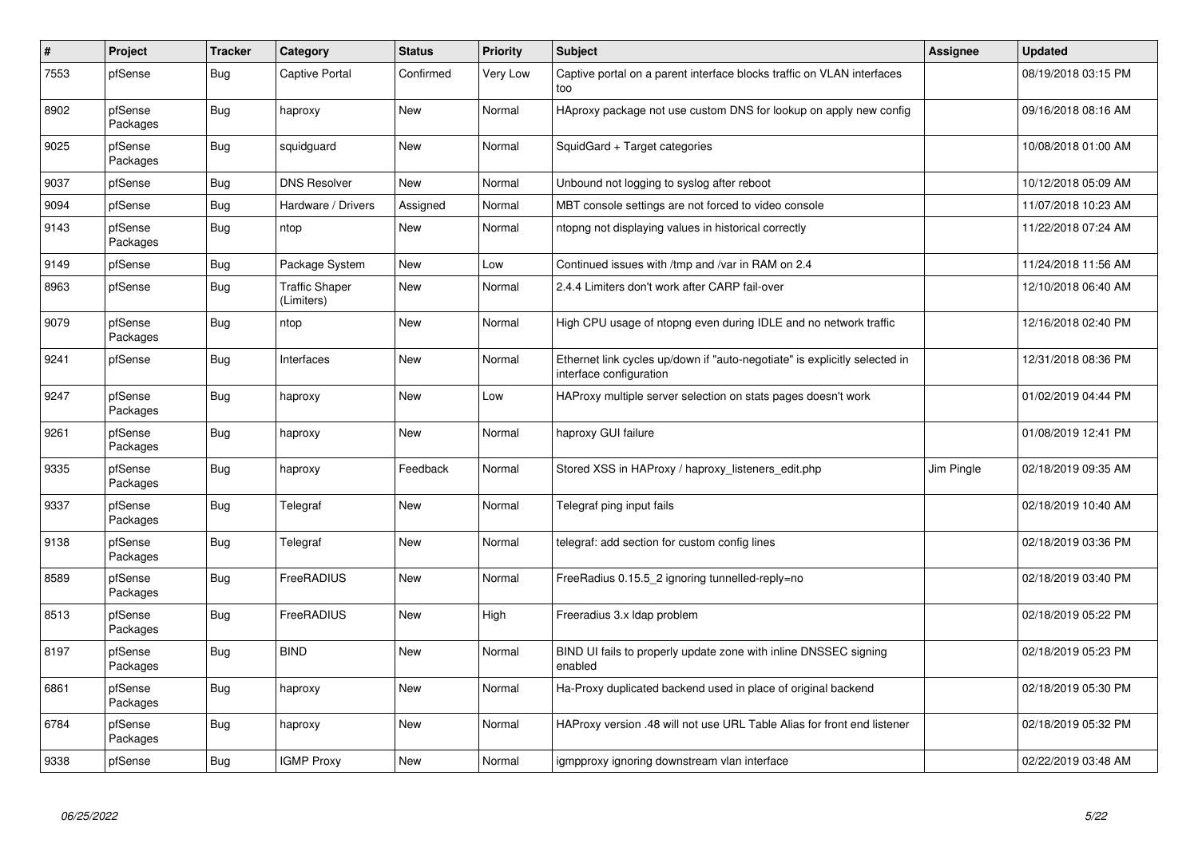| # | Project | Tracker | Category | Status | Priority | Subject | Assignee | Updated |
|---|---|---|---|---|---|---|---|---|
| 7553 | pfSense | Bug | Captive Portal | Confirmed | Very Low | Captive portal on a parent interface blocks traffic on VLAN interfaces too | | 08/19/2018 03:15 PM |
| 8902 | pfSense Packages | Bug | haproxy | New | Normal | HAproxy package not use custom DNS for lookup on apply new config | | 09/16/2018 08:16 AM |
| 9025 | pfSense Packages | Bug | squidguard | New | Normal | SquidGard + Target categories | | 10/08/2018 01:00 AM |
| 9037 | pfSense | Bug | DNS Resolver | New | Normal | Unbound not logging to syslog after reboot | | 10/12/2018 05:09 AM |
| 9094 | pfSense | Bug | Hardware / Drivers | Assigned | Normal | MBT console settings are not forced to video console | | 11/07/2018 10:23 AM |
| 9143 | pfSense Packages | Bug | ntop | New | Normal | ntopng not displaying values in historical correctly | | 11/22/2018 07:24 AM |
| 9149 | pfSense | Bug | Package System | New | Low | Continued issues with /tmp and /var in RAM on 2.4 | | 11/24/2018 11:56 AM |
| 8963 | pfSense | Bug | Traffic Shaper (Limiters) | New | Normal | 2.4.4 Limiters don't work after CARP fail-over | | 12/10/2018 06:40 AM |
| 9079 | pfSense Packages | Bug | ntop | New | Normal | High CPU usage of ntopng even during IDLE and no network traffic | | 12/16/2018 02:40 PM |
| 9241 | pfSense | Bug | Interfaces | New | Normal | Ethernet link cycles up/down if "auto-negotiate" is explicitly selected in interface configuration | | 12/31/2018 08:36 PM |
| 9247 | pfSense Packages | Bug | haproxy | New | Low | HAProxy multiple server selection on stats pages doesn't work | | 01/02/2019 04:44 PM |
| 9261 | pfSense Packages | Bug | haproxy | New | Normal | haproxy GUI failure | | 01/08/2019 12:41 PM |
| 9335 | pfSense Packages | Bug | haproxy | Feedback | Normal | Stored XSS in HAProxy / haproxy_listeners_edit.php | Jim Pingle | 02/18/2019 09:35 AM |
| 9337 | pfSense Packages | Bug | Telegraf | New | Normal | Telegraf ping input fails | | 02/18/2019 10:40 AM |
| 9138 | pfSense Packages | Bug | Telegraf | New | Normal | telegraf: add section for custom config lines | | 02/18/2019 03:36 PM |
| 8589 | pfSense Packages | Bug | FreeRADIUS | New | Normal | FreeRadius 0.15.5_2 ignoring tunnelled-reply=no | | 02/18/2019 03:40 PM |
| 8513 | pfSense Packages | Bug | FreeRADIUS | New | High | Freeradius 3.x ldap problem | | 02/18/2019 05:22 PM |
| 8197 | pfSense Packages | Bug | BIND | New | Normal | BIND UI fails to properly update zone with inline DNSSEC signing enabled | | 02/18/2019 05:23 PM |
| 6861 | pfSense Packages | Bug | haproxy | New | Normal | Ha-Proxy duplicated backend used in place of original backend | | 02/18/2019 05:30 PM |
| 6784 | pfSense Packages | Bug | haproxy | New | Normal | HAProxy version .48 will not use URL Table Alias for front end listener | | 02/18/2019 05:32 PM |
| 9338 | pfSense | Bug | IGMP Proxy | New | Normal | igmpproxy ignoring downstream vlan interface | | 02/22/2019 03:48 AM |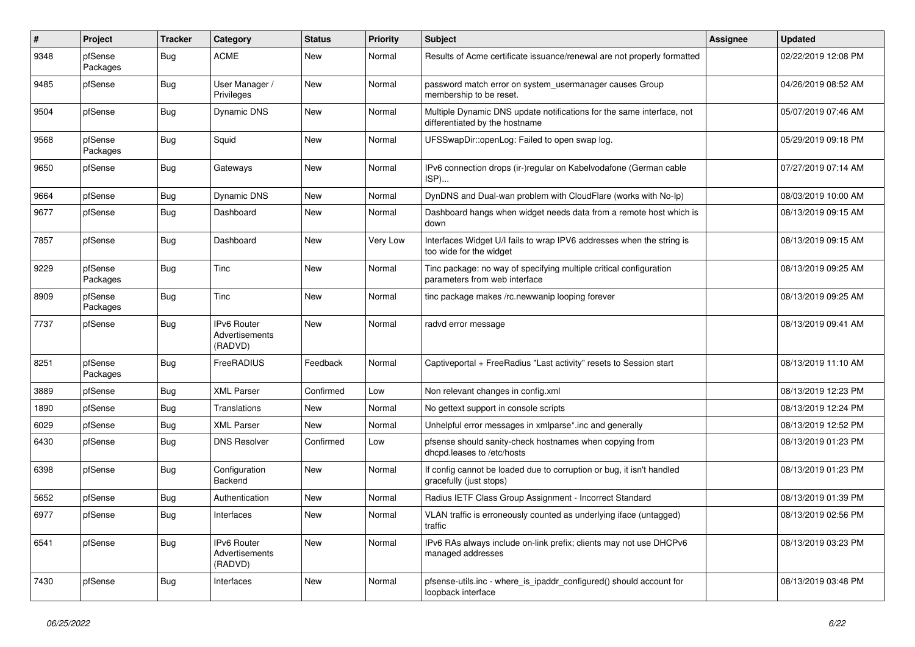| # | Project | Tracker | Category | Status | Priority | Subject | Assignee | Updated |
|---|---|---|---|---|---|---|---|---|
| 9348 | pfSense Packages | Bug | ACME | New | Normal | Results of Acme certificate issuance/renewal are not properly formatted | | 02/22/2019 12:08 PM |
| 9485 | pfSense | Bug | User Manager / Privileges | New | Normal | password match error on system_usermanager causes Group membership to be reset. | | 04/26/2019 08:52 AM |
| 9504 | pfSense | Bug | Dynamic DNS | New | Normal | Multiple Dynamic DNS update notifications for the same interface, not differentiated by the hostname | | 05/07/2019 07:46 AM |
| 9568 | pfSense Packages | Bug | Squid | New | Normal | UFSSwapDir::openLog: Failed to open swap log. | | 05/29/2019 09:18 PM |
| 9650 | pfSense | Bug | Gateways | New | Normal | IPv6 connection drops (ir-)regular on Kabelvodafone (German cable ISP)... | | 07/27/2019 07:14 AM |
| 9664 | pfSense | Bug | Dynamic DNS | New | Normal | DynDNS and Dual-wan problem with CloudFlare (works with No-Ip) | | 08/03/2019 10:00 AM |
| 9677 | pfSense | Bug | Dashboard | New | Normal | Dashboard hangs when widget needs data from a remote host which is down | | 08/13/2019 09:15 AM |
| 7857 | pfSense | Bug | Dashboard | New | Very Low | Interfaces Widget U/I fails to wrap IPV6 addresses when the string is too wide for the widget | | 08/13/2019 09:15 AM |
| 9229 | pfSense Packages | Bug | Tinc | New | Normal | Tinc package: no way of specifying multiple critical configuration parameters from web interface | | 08/13/2019 09:25 AM |
| 8909 | pfSense Packages | Bug | Tinc | New | Normal | tinc package makes /rc.newwanip looping forever | | 08/13/2019 09:25 AM |
| 7737 | pfSense | Bug | IPv6 Router Advertisements (RADVD) | New | Normal | radvd error message | | 08/13/2019 09:41 AM |
| 8251 | pfSense Packages | Bug | FreeRADIUS | Feedback | Normal | Captiveportal + FreeRadius "Last activity" resets to Session start | | 08/13/2019 11:10 AM |
| 3889 | pfSense | Bug | XML Parser | Confirmed | Low | Non relevant changes in config.xml | | 08/13/2019 12:23 PM |
| 1890 | pfSense | Bug | Translations | New | Normal | No gettext support in console scripts | | 08/13/2019 12:24 PM |
| 6029 | pfSense | Bug | XML Parser | New | Normal | Unhelpful error messages in xmlparse*.inc and generally | | 08/13/2019 12:52 PM |
| 6430 | pfSense | Bug | DNS Resolver | Confirmed | Low | pfsense should sanity-check hostnames when copying from dhcpd.leases to /etc/hosts | | 08/13/2019 01:23 PM |
| 6398 | pfSense | Bug | Configuration Backend | New | Normal | If config cannot be loaded due to corruption or bug, it isn't handled gracefully (just stops) | | 08/13/2019 01:23 PM |
| 5652 | pfSense | Bug | Authentication | New | Normal | Radius IETF Class Group Assignment - Incorrect Standard | | 08/13/2019 01:39 PM |
| 6977 | pfSense | Bug | Interfaces | New | Normal | VLAN traffic is erroneously counted as underlying iface (untagged) traffic | | 08/13/2019 02:56 PM |
| 6541 | pfSense | Bug | IPv6 Router Advertisements (RADVD) | New | Normal | IPv6 RAs always include on-link prefix; clients may not use DHCPv6 managed addresses | | 08/13/2019 03:23 PM |
| 7430 | pfSense | Bug | Interfaces | New | Normal | pfsense-utils.inc - where_is_ipaddr_configured() should account for loopback interface | | 08/13/2019 03:48 PM |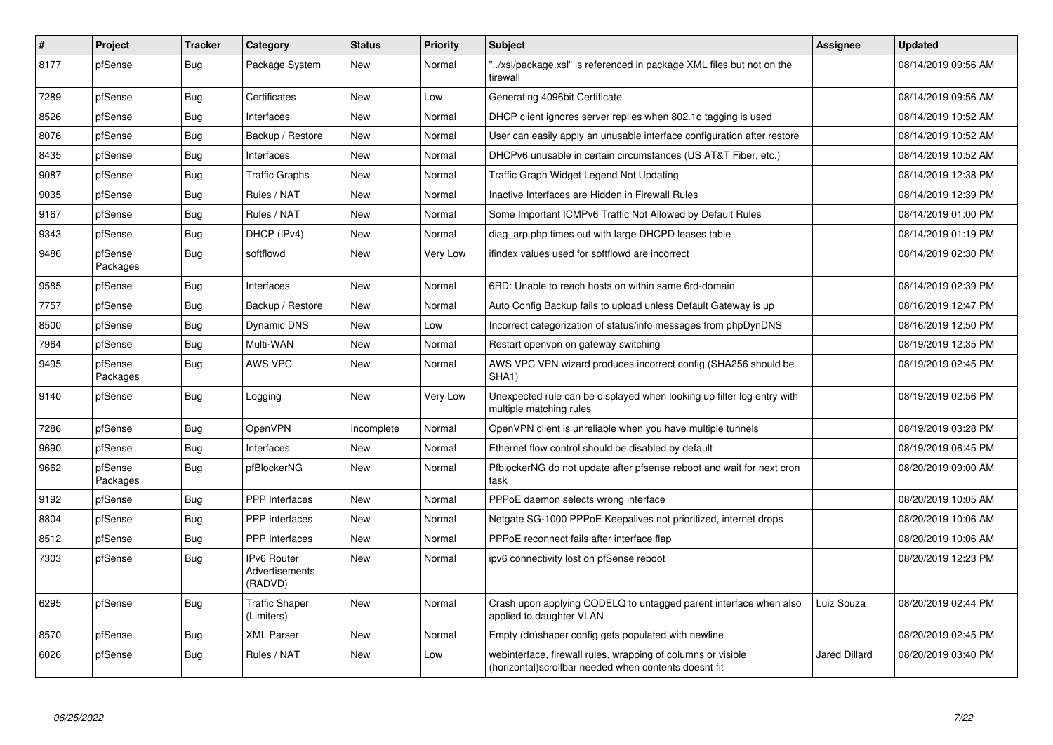| # | Project | Tracker | Category | Status | Priority | Subject | Assignee | Updated |
|---|---|---|---|---|---|---|---|---|
| 8177 | pfSense | Bug | Package System | New | Normal | "../xsl/package.xsl" is referenced in package XML files but not on the firewall | | 08/14/2019 09:56 AM |
| 7289 | pfSense | Bug | Certificates | New | Low | Generating 4096bit Certificate | | 08/14/2019 09:56 AM |
| 8526 | pfSense | Bug | Interfaces | New | Normal | DHCP client ignores server replies when 802.1q tagging is used | | 08/14/2019 10:52 AM |
| 8076 | pfSense | Bug | Backup / Restore | New | Normal | User can easily apply an unusable interface configuration after restore | | 08/14/2019 10:52 AM |
| 8435 | pfSense | Bug | Interfaces | New | Normal | DHCPv6 unusable in certain circumstances (US AT&T Fiber, etc.) | | 08/14/2019 10:52 AM |
| 9087 | pfSense | Bug | Traffic Graphs | New | Normal | Traffic Graph Widget Legend Not Updating | | 08/14/2019 12:38 PM |
| 9035 | pfSense | Bug | Rules / NAT | New | Normal | Inactive Interfaces are Hidden in Firewall Rules | | 08/14/2019 12:39 PM |
| 9167 | pfSense | Bug | Rules / NAT | New | Normal | Some Important ICMPv6 Traffic Not Allowed by Default Rules | | 08/14/2019 01:00 PM |
| 9343 | pfSense | Bug | DHCP (IPv4) | New | Normal | diag_arp.php times out with large DHCPD leases table | | 08/14/2019 01:19 PM |
| 9486 | pfSense Packages | Bug | softflowd | New | Very Low | ifindex values used for softflowd are incorrect | | 08/14/2019 02:30 PM |
| 9585 | pfSense | Bug | Interfaces | New | Normal | 6RD: Unable to reach hosts on within same 6rd-domain | | 08/14/2019 02:39 PM |
| 7757 | pfSense | Bug | Backup / Restore | New | Normal | Auto Config Backup fails to upload unless Default Gateway is up | | 08/16/2019 12:47 PM |
| 8500 | pfSense | Bug | Dynamic DNS | New | Low | Incorrect categorization of status/info messages from phpDynDNS | | 08/16/2019 12:50 PM |
| 7964 | pfSense | Bug | Multi-WAN | New | Normal | Restart openvpn on gateway switching | | 08/19/2019 12:35 PM |
| 9495 | pfSense Packages | Bug | AWS VPC | New | Normal | AWS VPC VPN wizard produces incorrect config (SHA256 should be SHA1) | | 08/19/2019 02:45 PM |
| 9140 | pfSense | Bug | Logging | New | Very Low | Unexpected rule can be displayed when looking up filter log entry with multiple matching rules | | 08/19/2019 02:56 PM |
| 7286 | pfSense | Bug | OpenVPN | Incomplete | Normal | OpenVPN client is unreliable when you have multiple tunnels | | 08/19/2019 03:28 PM |
| 9690 | pfSense | Bug | Interfaces | New | Normal | Ethernet flow control should be disabled by default | | 08/19/2019 06:45 PM |
| 9662 | pfSense Packages | Bug | pfBlockerNG | New | Normal | PfblockerNG do not update after pfsense reboot and wait for next cron task | | 08/20/2019 09:00 AM |
| 9192 | pfSense | Bug | PPP Interfaces | New | Normal | PPPoE daemon selects wrong interface | | 08/20/2019 10:05 AM |
| 8804 | pfSense | Bug | PPP Interfaces | New | Normal | Netgate SG-1000 PPPoE Keepalives not prioritized, internet drops | | 08/20/2019 10:06 AM |
| 8512 | pfSense | Bug | PPP Interfaces | New | Normal | PPPoE reconnect fails after interface flap | | 08/20/2019 10:06 AM |
| 7303 | pfSense | Bug | IPv6 Router Advertisements (RADVD) | New | Normal | ipv6 connectivity lost on pfSense reboot | | 08/20/2019 12:23 PM |
| 6295 | pfSense | Bug | Traffic Shaper (Limiters) | New | Normal | Crash upon applying CODELQ to untagged parent interface when also applied to daughter VLAN | Luiz Souza | 08/20/2019 02:44 PM |
| 8570 | pfSense | Bug | XML Parser | New | Normal | Empty (dn)shaper config gets populated with newline | | 08/20/2019 02:45 PM |
| 6026 | pfSense | Bug | Rules / NAT | New | Low | webinterface, firewall rules, wrapping of columns or visible (horizontal)scrollbar needed when contents doesnt fit | Jared Dillard | 08/20/2019 03:40 PM |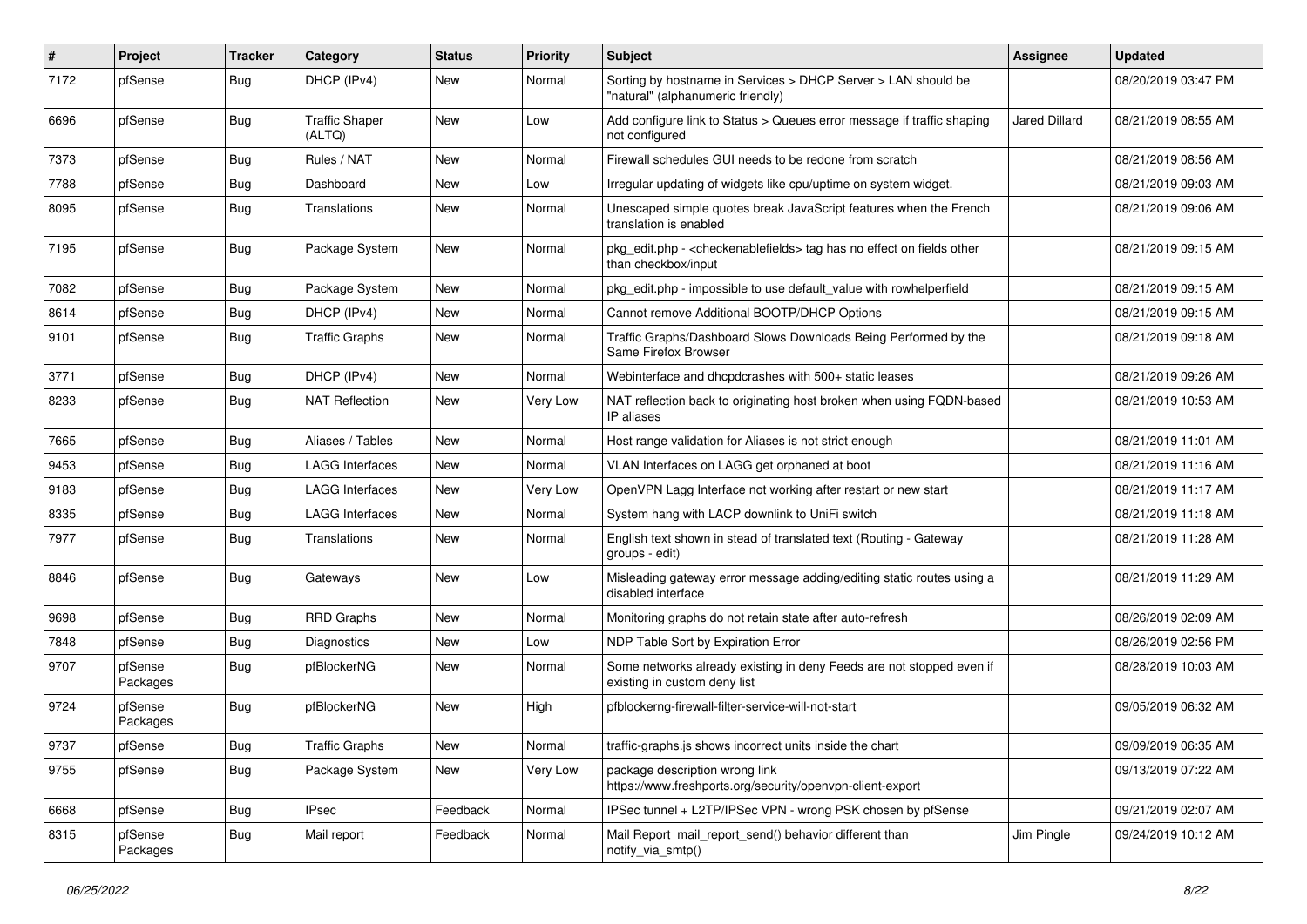| # | Project | Tracker | Category | Status | Priority | Subject | Assignee | Updated |
|---|---|---|---|---|---|---|---|---|
| 7172 | pfSense | Bug | DHCP (IPv4) | New | Normal | Sorting by hostname in Services > DHCP Server > LAN should be "natural" (alphanumeric friendly) | | 08/20/2019 03:47 PM |
| 6696 | pfSense | Bug | Traffic Shaper (ALTQ) | New | Low | Add configure link to Status > Queues error message if traffic shaping not configured | Jared Dillard | 08/21/2019 08:55 AM |
| 7373 | pfSense | Bug | Rules / NAT | New | Normal | Firewall schedules GUI needs to be redone from scratch | | 08/21/2019 08:56 AM |
| 7788 | pfSense | Bug | Dashboard | New | Low | Irregular updating of widgets like cpu/uptime on system widget. | | 08/21/2019 09:03 AM |
| 8095 | pfSense | Bug | Translations | New | Normal | Unescaped simple quotes break JavaScript features when the French translation is enabled | | 08/21/2019 09:06 AM |
| 7195 | pfSense | Bug | Package System | New | Normal | pkg_edit.php - <checkenablefields> tag has no effect on fields other than checkbox/input | | 08/21/2019 09:15 AM |
| 7082 | pfSense | Bug | Package System | New | Normal | pkg_edit.php - impossible to use default_value with rowhelperfield | | 08/21/2019 09:15 AM |
| 8614 | pfSense | Bug | DHCP (IPv4) | New | Normal | Cannot remove Additional BOOTP/DHCP Options | | 08/21/2019 09:15 AM |
| 9101 | pfSense | Bug | Traffic Graphs | New | Normal | Traffic Graphs/Dashboard Slows Downloads Being Performed by the Same Firefox Browser | | 08/21/2019 09:18 AM |
| 3771 | pfSense | Bug | DHCP (IPv4) | New | Normal | Webinterface and dhcpdcrashes with 500+ static leases | | 08/21/2019 09:26 AM |
| 8233 | pfSense | Bug | NAT Reflection | New | Very Low | NAT reflection back to originating host broken when using FQDN-based IP aliases | | 08/21/2019 10:53 AM |
| 7665 | pfSense | Bug | Aliases / Tables | New | Normal | Host range validation for Aliases is not strict enough | | 08/21/2019 11:01 AM |
| 9453 | pfSense | Bug | LAGG Interfaces | New | Normal | VLAN Interfaces on LAGG get orphaned at boot | | 08/21/2019 11:16 AM |
| 9183 | pfSense | Bug | LAGG Interfaces | New | Very Low | OpenVPN Lagg Interface not working after restart or new start | | 08/21/2019 11:17 AM |
| 8335 | pfSense | Bug | LAGG Interfaces | New | Normal | System hang with LACP downlink to UniFi switch | | 08/21/2019 11:18 AM |
| 7977 | pfSense | Bug | Translations | New | Normal | English text shown in stead of translated text (Routing - Gateway groups - edit) | | 08/21/2019 11:28 AM |
| 8846 | pfSense | Bug | Gateways | New | Low | Misleading gateway error message adding/editing static routes using a disabled interface | | 08/21/2019 11:29 AM |
| 9698 | pfSense | Bug | RRD Graphs | New | Normal | Monitoring graphs do not retain state after auto-refresh | | 08/26/2019 02:09 AM |
| 7848 | pfSense | Bug | Diagnostics | New | Low | NDP Table Sort by Expiration Error | | 08/26/2019 02:56 PM |
| 9707 | pfSense Packages | Bug | pfBlockerNG | New | Normal | Some networks already existing in deny Feeds are not stopped even if existing in custom deny list | | 08/28/2019 10:03 AM |
| 9724 | pfSense Packages | Bug | pfBlockerNG | New | High | pfblockerng-firewall-filter-service-will-not-start | | 09/05/2019 06:32 AM |
| 9737 | pfSense | Bug | Traffic Graphs | New | Normal | traffic-graphs.js shows incorrect units inside the chart | | 09/09/2019 06:35 AM |
| 9755 | pfSense | Bug | Package System | New | Very Low | package description wrong link https://www.freshports.org/security/openvpn-client-export | | 09/13/2019 07:22 AM |
| 6668 | pfSense | Bug | IPsec | Feedback | Normal | IPSec tunnel + L2TP/IPSec VPN - wrong PSK chosen by pfSense | | 09/21/2019 02:07 AM |
| 8315 | pfSense Packages | Bug | Mail report | Feedback | Normal | Mail Report mail_report_send() behavior different than notify_via_smtp() | Jim Pingle | 09/24/2019 10:12 AM |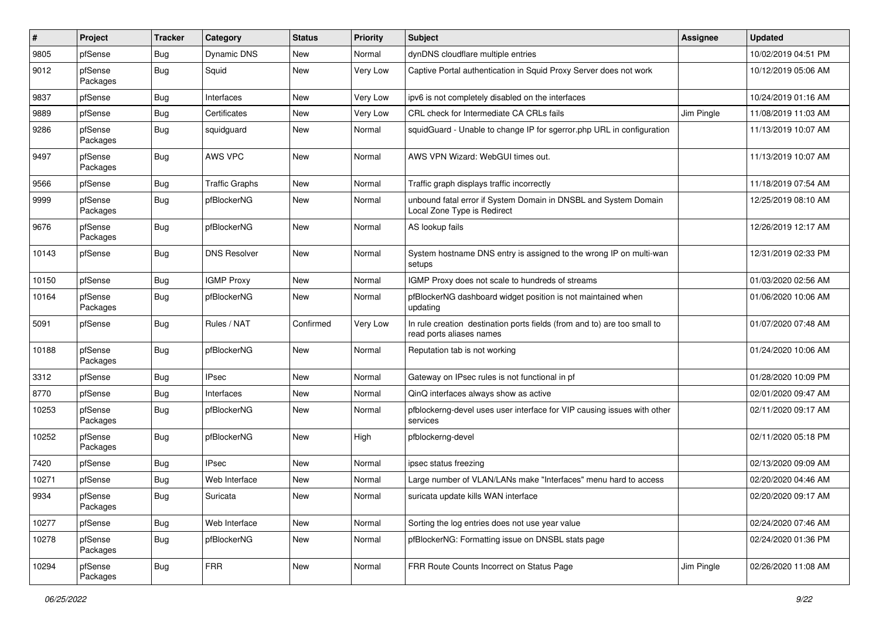| # | Project | Tracker | Category | Status | Priority | Subject | Assignee | Updated |
|---|---|---|---|---|---|---|---|---|
| 9805 | pfSense | Bug | Dynamic DNS | New | Normal | dynDNS cloudflare multiple entries | | 10/02/2019 04:51 PM |
| 9012 | pfSense Packages | Bug | Squid | New | Very Low | Captive Portal authentication in Squid Proxy Server does not work | | 10/12/2019 05:06 AM |
| 9837 | pfSense | Bug | Interfaces | New | Very Low | ipv6 is not completely disabled on the interfaces | | 10/24/2019 01:16 AM |
| 9889 | pfSense | Bug | Certificates | New | Very Low | CRL check for Intermediate CA CRLs fails | Jim Pingle | 11/08/2019 11:03 AM |
| 9286 | pfSense Packages | Bug | squidguard | New | Normal | squidGuard - Unable to change IP for sgerror.php URL in configuration | | 11/13/2019 10:07 AM |
| 9497 | pfSense Packages | Bug | AWS VPC | New | Normal | AWS VPN Wizard: WebGUI times out. | | 11/13/2019 10:07 AM |
| 9566 | pfSense | Bug | Traffic Graphs | New | Normal | Traffic graph displays traffic incorrectly | | 11/18/2019 07:54 AM |
| 9999 | pfSense Packages | Bug | pfBlockerNG | New | Normal | unbound fatal error if System Domain in DNSBL and System Domain Local Zone Type is Redirect | | 12/25/2019 08:10 AM |
| 9676 | pfSense Packages | Bug | pfBlockerNG | New | Normal | AS lookup fails | | 12/26/2019 12:17 AM |
| 10143 | pfSense | Bug | DNS Resolver | New | Normal | System hostname DNS entry is assigned to the wrong IP on multi-wan setups | | 12/31/2019 02:33 PM |
| 10150 | pfSense | Bug | IGMP Proxy | New | Normal | IGMP Proxy does not scale to hundreds of streams | | 01/03/2020 02:56 AM |
| 10164 | pfSense Packages | Bug | pfBlockerNG | New | Normal | pfBlockerNG dashboard widget position is not maintained when updating | | 01/06/2020 10:06 AM |
| 5091 | pfSense | Bug | Rules / NAT | Confirmed | Very Low | In rule creation destination ports fields (from and to) are too small to read ports aliases names | | 01/07/2020 07:48 AM |
| 10188 | pfSense Packages | Bug | pfBlockerNG | New | Normal | Reputation tab is not working | | 01/24/2020 10:06 AM |
| 3312 | pfSense | Bug | IPsec | New | Normal | Gateway on IPsec rules is not functional in pf | | 01/28/2020 10:09 PM |
| 8770 | pfSense | Bug | Interfaces | New | Normal | QinQ interfaces always show as active | | 02/01/2020 09:47 AM |
| 10253 | pfSense Packages | Bug | pfBlockerNG | New | Normal | pfblockerng-devel uses user interface for VIP causing issues with other services | | 02/11/2020 09:17 AM |
| 10252 | pfSense Packages | Bug | pfBlockerNG | New | High | pfblockerng-devel | | 02/11/2020 05:18 PM |
| 7420 | pfSense | Bug | IPsec | New | Normal | ipsec status freezing | | 02/13/2020 09:09 AM |
| 10271 | pfSense | Bug | Web Interface | New | Normal | Large number of VLAN/LANs make "Interfaces" menu hard to access | | 02/20/2020 04:46 AM |
| 9934 | pfSense Packages | Bug | Suricata | New | Normal | suricata update kills WAN interface | | 02/20/2020 09:17 AM |
| 10277 | pfSense | Bug | Web Interface | New | Normal | Sorting the log entries does not use year value | | 02/24/2020 07:46 AM |
| 10278 | pfSense Packages | Bug | pfBlockerNG | New | Normal | pfBlockerNG: Formatting issue on DNSBL stats page | | 02/24/2020 01:36 PM |
| 10294 | pfSense Packages | Bug | FRR | New | Normal | FRR Route Counts Incorrect on Status Page | Jim Pingle | 02/26/2020 11:08 AM |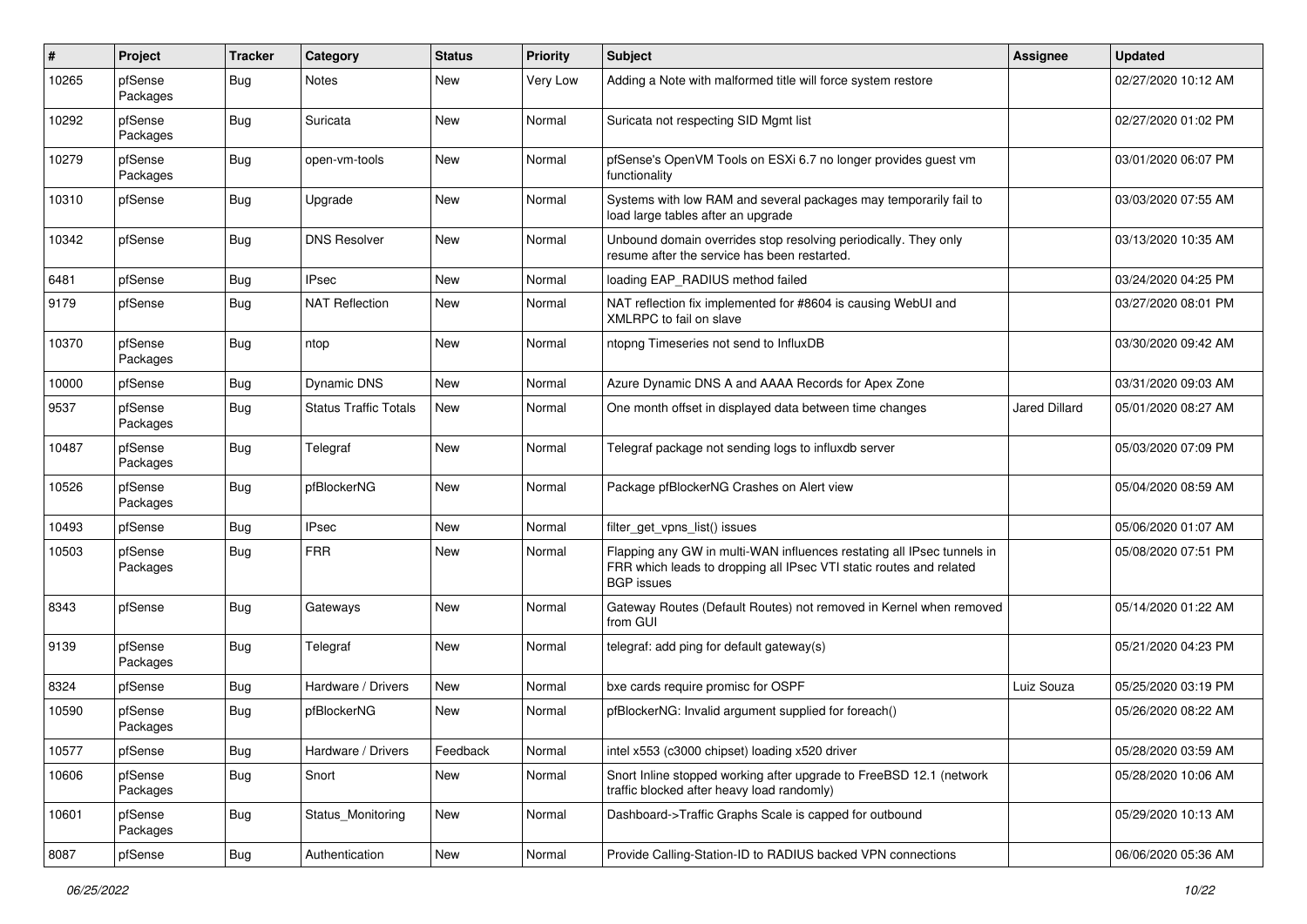| # | Project | Tracker | Category | Status | Priority | Subject | Assignee | Updated |
|---|---|---|---|---|---|---|---|---|
| 10265 | pfSense Packages | Bug | Notes | New | Very Low | Adding a Note with malformed title will force system restore | | 02/27/2020 10:12 AM |
| 10292 | pfSense Packages | Bug | Suricata | New | Normal | Suricata not respecting SID Mgmt list | | 02/27/2020 01:02 PM |
| 10279 | pfSense Packages | Bug | open-vm-tools | New | Normal | pfSense's OpenVM Tools on ESXi 6.7 no longer provides guest vm functionality | | 03/01/2020 06:07 PM |
| 10310 | pfSense | Bug | Upgrade | New | Normal | Systems with low RAM and several packages may temporarily fail to load large tables after an upgrade | | 03/03/2020 07:55 AM |
| 10342 | pfSense | Bug | DNS Resolver | New | Normal | Unbound domain overrides stop resolving periodically. They only resume after the service has been restarted. | | 03/13/2020 10:35 AM |
| 6481 | pfSense | Bug | IPsec | New | Normal | loading EAP_RADIUS method failed | | 03/24/2020 04:25 PM |
| 9179 | pfSense | Bug | NAT Reflection | New | Normal | NAT reflection fix implemented for #8604 is causing WebUI and XMLRPC to fail on slave | | 03/27/2020 08:01 PM |
| 10370 | pfSense Packages | Bug | ntop | New | Normal | ntopng Timeseries not send to InfluxDB | | 03/30/2020 09:42 AM |
| 10000 | pfSense | Bug | Dynamic DNS | New | Normal | Azure Dynamic DNS A and AAAA Records for Apex Zone | | 03/31/2020 09:03 AM |
| 9537 | pfSense Packages | Bug | Status Traffic Totals | New | Normal | One month offset in displayed data between time changes | Jared Dillard | 05/01/2020 08:27 AM |
| 10487 | pfSense Packages | Bug | Telegraf | New | Normal | Telegraf package not sending logs to influxdb server | | 05/03/2020 07:09 PM |
| 10526 | pfSense Packages | Bug | pfBlockerNG | New | Normal | Package pfBlockerNG Crashes on Alert view | | 05/04/2020 08:59 AM |
| 10493 | pfSense | Bug | IPsec | New | Normal | filter_get_vpns_list() issues | | 05/06/2020 01:07 AM |
| 10503 | pfSense Packages | Bug | FRR | New | Normal | Flapping any GW in multi-WAN influences restating all IPsec tunnels in FRR which leads to dropping all IPsec VTI static routes and related BGP issues | | 05/08/2020 07:51 PM |
| 8343 | pfSense | Bug | Gateways | New | Normal | Gateway Routes (Default Routes) not removed in Kernel when removed from GUI | | 05/14/2020 01:22 AM |
| 9139 | pfSense Packages | Bug | Telegraf | New | Normal | telegraf: add ping for default gateway(s) | | 05/21/2020 04:23 PM |
| 8324 | pfSense | Bug | Hardware / Drivers | New | Normal | bxe cards require promisc for OSPF | Luiz Souza | 05/25/2020 03:19 PM |
| 10590 | pfSense Packages | Bug | pfBlockerNG | New | Normal | pfBlockerNG: Invalid argument supplied for foreach() | | 05/26/2020 08:22 AM |
| 10577 | pfSense | Bug | Hardware / Drivers | Feedback | Normal | intel x553 (c3000 chipset) loading x520 driver | | 05/28/2020 03:59 AM |
| 10606 | pfSense Packages | Bug | Snort | New | Normal | Snort Inline stopped working after upgrade to FreeBSD 12.1 (network traffic blocked after heavy load randomly) | | 05/28/2020 10:06 AM |
| 10601 | pfSense Packages | Bug | Status_Monitoring | New | Normal | Dashboard->Traffic Graphs Scale is capped for outbound | | 05/29/2020 10:13 AM |
| 8087 | pfSense | Bug | Authentication | New | Normal | Provide Calling-Station-ID to RADIUS backed VPN connections | | 06/06/2020 05:36 AM |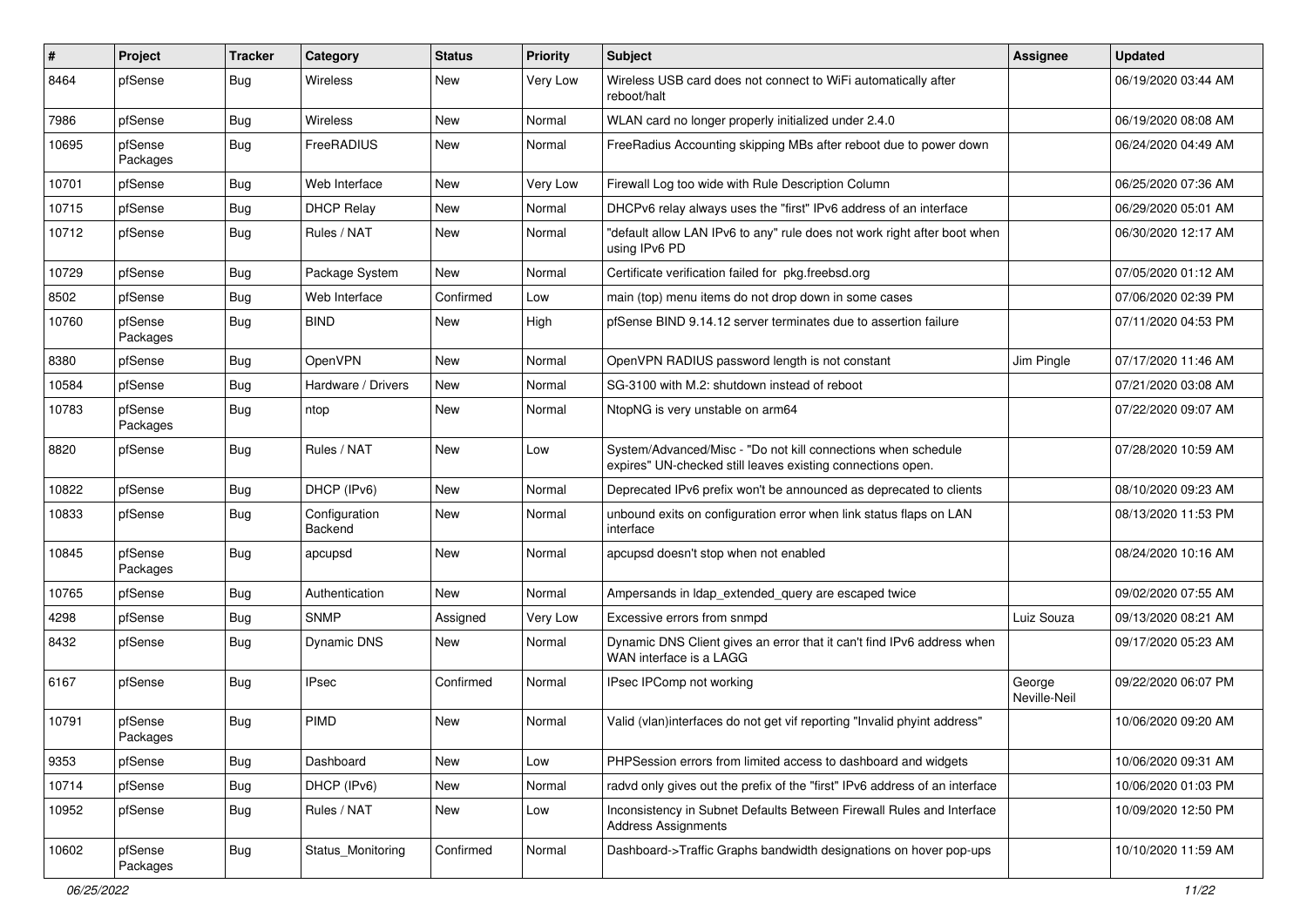| # | Project | Tracker | Category | Status | Priority | Subject | Assignee | Updated |
|---|---|---|---|---|---|---|---|---|
| 8464 | pfSense | Bug | Wireless | New | Very Low | Wireless USB card does not connect to WiFi automatically after reboot/halt | | 06/19/2020 03:44 AM |
| 7986 | pfSense | Bug | Wireless | New | Normal | WLAN card no longer properly initialized under 2.4.0 | | 06/19/2020 08:08 AM |
| 10695 | pfSense Packages | Bug | FreeRADIUS | New | Normal | FreeRadius Accounting skipping MBs after reboot due to power down | | 06/24/2020 04:49 AM |
| 10701 | pfSense | Bug | Web Interface | New | Very Low | Firewall Log too wide with Rule Description Column | | 06/25/2020 07:36 AM |
| 10715 | pfSense | Bug | DHCP Relay | New | Normal | DHCPv6 relay always uses the "first" IPv6 address of an interface | | 06/29/2020 05:01 AM |
| 10712 | pfSense | Bug | Rules / NAT | New | Normal | "default allow LAN IPv6 to any" rule does not work right after boot when using IPv6 PD | | 06/30/2020 12:17 AM |
| 10729 | pfSense | Bug | Package System | New | Normal | Certificate verification failed for pkg.freebsd.org | | 07/05/2020 01:12 AM |
| 8502 | pfSense | Bug | Web Interface | Confirmed | Low | main (top) menu items do not drop down in some cases | | 07/06/2020 02:39 PM |
| 10760 | pfSense Packages | Bug | BIND | New | High | pfSense BIND 9.14.12 server terminates due to assertion failure | | 07/11/2020 04:53 PM |
| 8380 | pfSense | Bug | OpenVPN | New | Normal | OpenVPN RADIUS password length is not constant | Jim Pingle | 07/17/2020 11:46 AM |
| 10584 | pfSense | Bug | Hardware / Drivers | New | Normal | SG-3100 with M.2: shutdown instead of reboot | | 07/21/2020 03:08 AM |
| 10783 | pfSense Packages | Bug | ntop | New | Normal | NtopNG is very unstable on arm64 | | 07/22/2020 09:07 AM |
| 8820 | pfSense | Bug | Rules / NAT | New | Low | System/Advanced/Misc - "Do not kill connections when schedule expires" UN-checked still leaves existing connections open. | | 07/28/2020 10:59 AM |
| 10822 | pfSense | Bug | DHCP (IPv6) | New | Normal | Deprecated IPv6 prefix won't be announced as deprecated to clients | | 08/10/2020 09:23 AM |
| 10833 | pfSense | Bug | Configuration Backend | New | Normal | unbound exits on configuration error when link status flaps on LAN interface | | 08/13/2020 11:53 PM |
| 10845 | pfSense Packages | Bug | apcupsd | New | Normal | apcupsd doesn't stop when not enabled | | 08/24/2020 10:16 AM |
| 10765 | pfSense | Bug | Authentication | New | Normal | Ampersands in ldap_extended_query are escaped twice | | 09/02/2020 07:55 AM |
| 4298 | pfSense | Bug | SNMP | Assigned | Very Low | Excessive errors from snmpd | Luiz Souza | 09/13/2020 08:21 AM |
| 8432 | pfSense | Bug | Dynamic DNS | New | Normal | Dynamic DNS Client gives an error that it can't find IPv6 address when WAN interface is a LAGG | | 09/17/2020 05:23 AM |
| 6167 | pfSense | Bug | IPsec | Confirmed | Normal | IPsec IPComp not working | George Neville-Neil | 09/22/2020 06:07 PM |
| 10791 | pfSense Packages | Bug | PIMD | New | Normal | Valid (vlan)interfaces do not get vif reporting "Invalid phyint address" | | 10/06/2020 09:20 AM |
| 9353 | pfSense | Bug | Dashboard | New | Low | PHPSession errors from limited access to dashboard and widgets | | 10/06/2020 09:31 AM |
| 10714 | pfSense | Bug | DHCP (IPv6) | New | Normal | radvd only gives out the prefix of the "first" IPv6 address of an interface | | 10/06/2020 01:03 PM |
| 10952 | pfSense | Bug | Rules / NAT | New | Low | Inconsistency in Subnet Defaults Between Firewall Rules and Interface Address Assignments | | 10/09/2020 12:50 PM |
| 10602 | pfSense Packages | Bug | Status_Monitoring | Confirmed | Normal | Dashboard->Traffic Graphs bandwidth designations on hover pop-ups | | 10/10/2020 11:59 AM |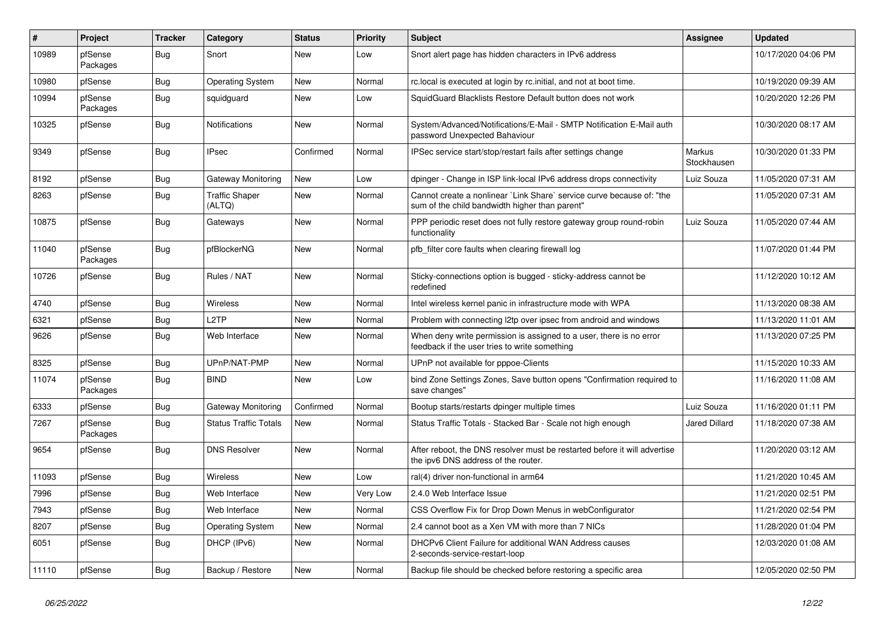| # | Project | Tracker | Category | Status | Priority | Subject | Assignee | Updated |
|---|---|---|---|---|---|---|---|---|
| 10989 | pfSense Packages | Bug | Snort | New | Low | Snort alert page has hidden characters in IPv6 address | | 10/17/2020 04:06 PM |
| 10980 | pfSense | Bug | Operating System | New | Normal | rc.local is executed at login by rc.initial, and not at boot time. | | 10/19/2020 09:39 AM |
| 10994 | pfSense Packages | Bug | squidguard | New | Low | SquidGuard Blacklists Restore Default button does not work | | 10/20/2020 12:26 PM |
| 10325 | pfSense | Bug | Notifications | New | Normal | System/Advanced/Notifications/E-Mail - SMTP Notification E-Mail auth password Unexpected Bahaviour | | 10/30/2020 08:17 AM |
| 9349 | pfSense | Bug | IPsec | Confirmed | Normal | IPSec service start/stop/restart fails after settings change | Markus Stockhausen | 10/30/2020 01:33 PM |
| 8192 | pfSense | Bug | Gateway Monitoring | New | Low | dpinger - Change in ISP link-local IPv6 address drops connectivity | Luiz Souza | 11/05/2020 07:31 AM |
| 8263 | pfSense | Bug | Traffic Shaper (ALTQ) | New | Normal | Cannot create a nonlinear `Link Share` service curve because of: "the sum of the child bandwidth higher than parent" | | 11/05/2020 07:31 AM |
| 10875 | pfSense | Bug | Gateways | New | Normal | PPP periodic reset does not fully restore gateway group round-robin functionality | Luiz Souza | 11/05/2020 07:44 AM |
| 11040 | pfSense Packages | Bug | pfBlockerNG | New | Normal | pfb_filter core faults when clearing firewall log | | 11/07/2020 01:44 PM |
| 10726 | pfSense | Bug | Rules / NAT | New | Normal | Sticky-connections option is bugged - sticky-address cannot be redefined | | 11/12/2020 10:12 AM |
| 4740 | pfSense | Bug | Wireless | New | Normal | Intel wireless kernel panic in infrastructure mode with WPA | | 11/13/2020 08:38 AM |
| 6321 | pfSense | Bug | L2TP | New | Normal | Problem with connecting l2tp over ipsec from android and windows | | 11/13/2020 11:01 AM |
| 9626 | pfSense | Bug | Web Interface | New | Normal | When deny write permission is assigned to a user, there is no error feedback if the user tries to write something | | 11/13/2020 07:25 PM |
| 8325 | pfSense | Bug | UPnP/NAT-PMP | New | Normal | UPnP not available for pppoe-Clients | | 11/15/2020 10:33 AM |
| 11074 | pfSense Packages | Bug | BIND | New | Low | bind Zone Settings Zones, Save button opens "Confirmation required to save changes" | | 11/16/2020 11:08 AM |
| 6333 | pfSense | Bug | Gateway Monitoring | Confirmed | Normal | Bootup starts/restarts dpinger multiple times | Luiz Souza | 11/16/2020 01:11 PM |
| 7267 | pfSense Packages | Bug | Status Traffic Totals | New | Normal | Status Traffic Totals - Stacked Bar - Scale not high enough | Jared Dillard | 11/18/2020 07:38 AM |
| 9654 | pfSense | Bug | DNS Resolver | New | Normal | After reboot, the DNS resolver must be restarted before it will advertise the ipv6 DNS address of the router. | | 11/20/2020 03:12 AM |
| 11093 | pfSense | Bug | Wireless | New | Low | ral(4) driver non-functional in arm64 | | 11/21/2020 10:45 AM |
| 7996 | pfSense | Bug | Web Interface | New | Very Low | 2.4.0 Web Interface Issue | | 11/21/2020 02:51 PM |
| 7943 | pfSense | Bug | Web Interface | New | Normal | CSS Overflow Fix for Drop Down Menus in webConfigurator | | 11/21/2020 02:54 PM |
| 8207 | pfSense | Bug | Operating System | New | Normal | 2.4 cannot boot as a Xen VM with more than 7 NICs | | 11/28/2020 01:04 PM |
| 6051 | pfSense | Bug | DHCP (IPv6) | New | Normal | DHCPv6 Client Failure for additional WAN Address causes 2-seconds-service-restart-loop | | 12/03/2020 01:08 AM |
| 11110 | pfSense | Bug | Backup / Restore | New | Normal | Backup file should be checked before restoring a specific area | | 12/05/2020 02:50 PM |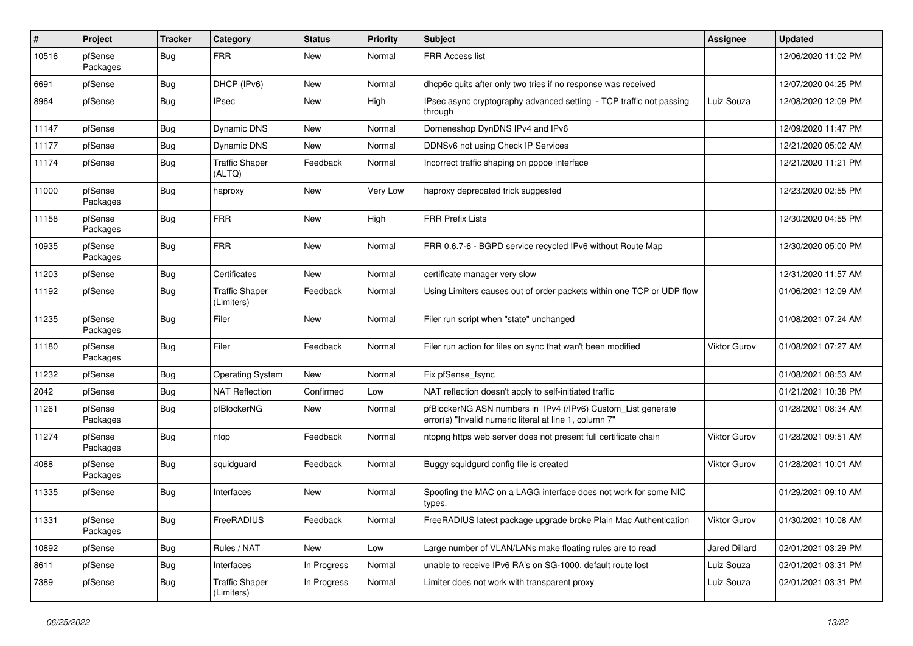| # | Project | Tracker | Category | Status | Priority | Subject | Assignee | Updated |
|---|---|---|---|---|---|---|---|---|
| 10516 | pfSense Packages | Bug | FRR | New | Normal | FRR Access list | | 12/06/2020 11:02 PM |
| 6691 | pfSense | Bug | DHCP (IPv6) | New | Normal | dhcp6c quits after only two tries if no response was received | | 12/07/2020 04:25 PM |
| 8964 | pfSense | Bug | IPsec | New | High | IPsec async cryptography advanced setting - TCP traffic not passing through | Luiz Souza | 12/08/2020 12:09 PM |
| 11147 | pfSense | Bug | Dynamic DNS | New | Normal | Domeneshop DynDNS IPv4 and IPv6 | | 12/09/2020 11:47 PM |
| 11177 | pfSense | Bug | Dynamic DNS | New | Normal | DDNSv6 not using Check IP Services | | 12/21/2020 05:02 AM |
| 11174 | pfSense | Bug | Traffic Shaper (ALTQ) | Feedback | Normal | Incorrect traffic shaping on pppoe interface | | 12/21/2020 11:21 PM |
| 11000 | pfSense Packages | Bug | haproxy | New | Very Low | haproxy deprecated trick suggested | | 12/23/2020 02:55 PM |
| 11158 | pfSense Packages | Bug | FRR | New | High | FRR Prefix Lists | | 12/30/2020 04:55 PM |
| 10935 | pfSense Packages | Bug | FRR | New | Normal | FRR 0.6.7-6 - BGPD service recycled IPv6 without Route Map | | 12/30/2020 05:00 PM |
| 11203 | pfSense | Bug | Certificates | New | Normal | certificate manager very slow | | 12/31/2020 11:57 AM |
| 11192 | pfSense | Bug | Traffic Shaper (Limiters) | Feedback | Normal | Using Limiters causes out of order packets within one TCP or UDP flow | | 01/06/2021 12:09 AM |
| 11235 | pfSense Packages | Bug | Filer | New | Normal | Filer run script when "state" unchanged | | 01/08/2021 07:24 AM |
| 11180 | pfSense Packages | Bug | Filer | Feedback | Normal | Filer run action for files on sync that wan't been modified | Viktor Gurov | 01/08/2021 07:27 AM |
| 11232 | pfSense | Bug | Operating System | New | Normal | Fix pfSense_fsync | | 01/08/2021 08:53 AM |
| 2042 | pfSense | Bug | NAT Reflection | Confirmed | Low | NAT reflection doesn't apply to self-initiated traffic | | 01/21/2021 10:38 PM |
| 11261 | pfSense Packages | Bug | pfBlockerNG | New | Normal | pfBlockerNG ASN numbers in IPv4 (/IPv6) Custom_List generate error(s) "Invalid numeric literal at line 1, column 7" | | 01/28/2021 08:34 AM |
| 11274 | pfSense Packages | Bug | ntop | Feedback | Normal | ntopng https web server does not present full certificate chain | Viktor Gurov | 01/28/2021 09:51 AM |
| 4088 | pfSense Packages | Bug | squidguard | Feedback | Normal | Buggy squidgurd config file is created | Viktor Gurov | 01/28/2021 10:01 AM |
| 11335 | pfSense | Bug | Interfaces | New | Normal | Spoofing the MAC on a LAGG interface does not work for some NIC types. | | 01/29/2021 09:10 AM |
| 11331 | pfSense Packages | Bug | FreeRADIUS | Feedback | Normal | FreeRADIUS latest package upgrade broke Plain Mac Authentication | Viktor Gurov | 01/30/2021 10:08 AM |
| 10892 | pfSense | Bug | Rules / NAT | New | Low | Large number of VLAN/LANs make floating rules are to read | Jared Dillard | 02/01/2021 03:29 PM |
| 8611 | pfSense | Bug | Interfaces | In Progress | Normal | unable to receive IPv6 RA's on SG-1000, default route lost | Luiz Souza | 02/01/2021 03:31 PM |
| 7389 | pfSense | Bug | Traffic Shaper (Limiters) | In Progress | Normal | Limiter does not work with transparent proxy | Luiz Souza | 02/01/2021 03:31 PM |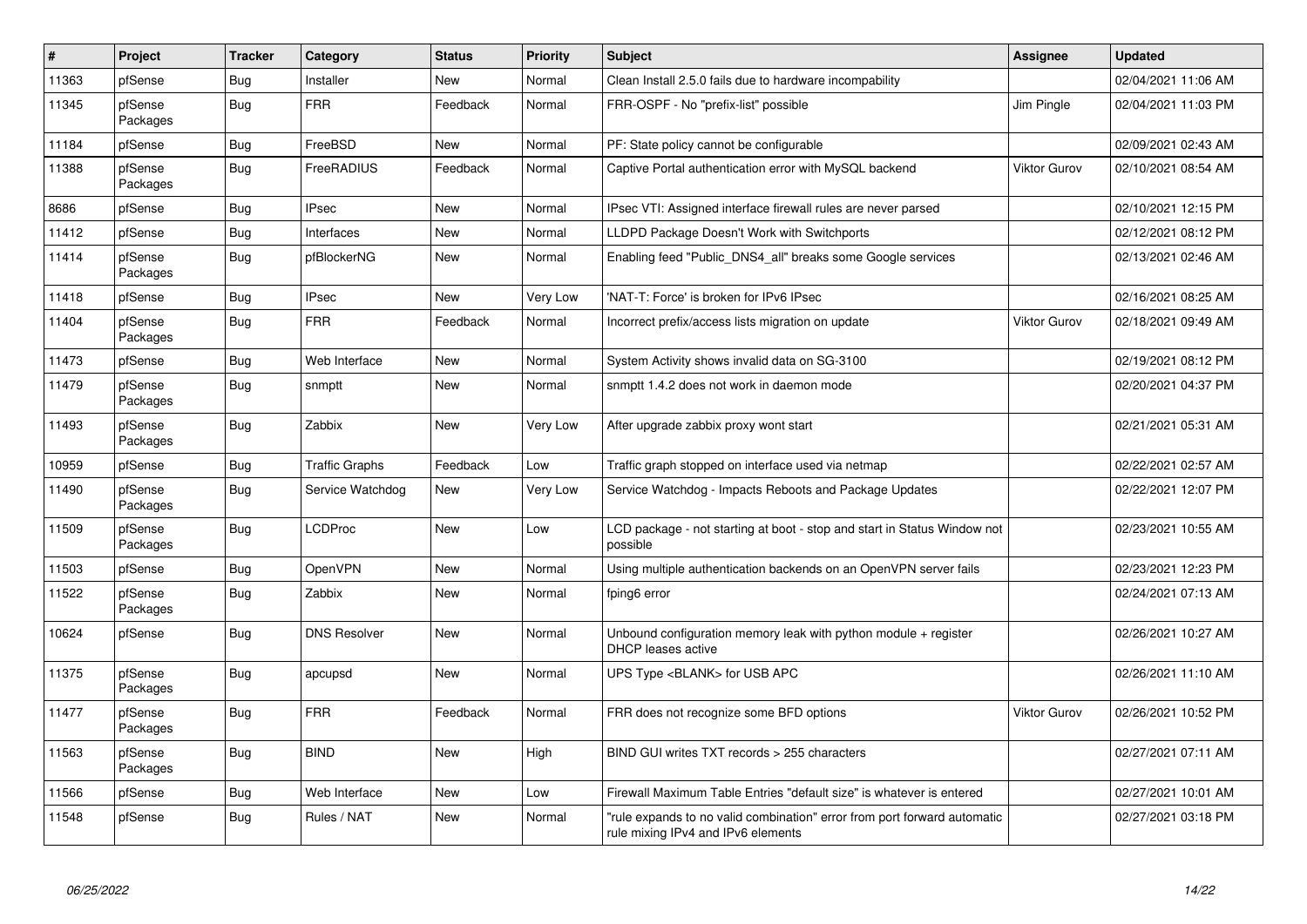| # | Project | Tracker | Category | Status | Priority | Subject | Assignee | Updated |
|---|---|---|---|---|---|---|---|---|
| 11363 | pfSense | Bug | Installer | New | Normal | Clean Install 2.5.0 fails due to hardware incompability | | 02/04/2021 11:06 AM |
| 11345 | pfSense Packages | Bug | FRR | Feedback | Normal | FRR-OSPF - No "prefix-list" possible | Jim Pingle | 02/04/2021 11:03 PM |
| 11184 | pfSense | Bug | FreeBSD | New | Normal | PF: State policy cannot be configurable | | 02/09/2021 02:43 AM |
| 11388 | pfSense Packages | Bug | FreeRADIUS | Feedback | Normal | Captive Portal authentication error with MySQL backend | Viktor Gurov | 02/10/2021 08:54 AM |
| 8686 | pfSense | Bug | IPsec | New | Normal | IPsec VTI: Assigned interface firewall rules are never parsed | | 02/10/2021 12:15 PM |
| 11412 | pfSense | Bug | Interfaces | New | Normal | LLDPD Package Doesn't Work with Switchports | | 02/12/2021 08:12 PM |
| 11414 | pfSense Packages | Bug | pfBlockerNG | New | Normal | Enabling feed "Public_DNS4_all" breaks some Google services | | 02/13/2021 02:46 AM |
| 11418 | pfSense | Bug | IPsec | New | Very Low | 'NAT-T: Force' is broken for IPv6 IPsec | | 02/16/2021 08:25 AM |
| 11404 | pfSense Packages | Bug | FRR | Feedback | Normal | Incorrect prefix/access lists migration on update | Viktor Gurov | 02/18/2021 09:49 AM |
| 11473 | pfSense | Bug | Web Interface | New | Normal | System Activity shows invalid data on SG-3100 | | 02/19/2021 08:12 PM |
| 11479 | pfSense Packages | Bug | snmptt | New | Normal | snmptt 1.4.2 does not work in daemon mode | | 02/20/2021 04:37 PM |
| 11493 | pfSense Packages | Bug | Zabbix | New | Very Low | After upgrade zabbix proxy wont start | | 02/21/2021 05:31 AM |
| 10959 | pfSense | Bug | Traffic Graphs | Feedback | Low | Traffic graph stopped on interface used via netmap | | 02/22/2021 02:57 AM |
| 11490 | pfSense Packages | Bug | Service Watchdog | New | Very Low | Service Watchdog - Impacts Reboots and Package Updates | | 02/22/2021 12:07 PM |
| 11509 | pfSense Packages | Bug | LCDProc | New | Low | LCD package - not starting at boot - stop and start in Status Window not possible | | 02/23/2021 10:55 AM |
| 11503 | pfSense | Bug | OpenVPN | New | Normal | Using multiple authentication backends on an OpenVPN server fails | | 02/23/2021 12:23 PM |
| 11522 | pfSense Packages | Bug | Zabbix | New | Normal | fping6 error | | 02/24/2021 07:13 AM |
| 10624 | pfSense | Bug | DNS Resolver | New | Normal | Unbound configuration memory leak with python module + register DHCP leases active | | 02/26/2021 10:27 AM |
| 11375 | pfSense Packages | Bug | apcupsd | New | Normal | UPS Type <BLANK> for USB APC | | 02/26/2021 11:10 AM |
| 11477 | pfSense Packages | Bug | FRR | Feedback | Normal | FRR does not recognize some BFD options | Viktor Gurov | 02/26/2021 10:52 PM |
| 11563 | pfSense Packages | Bug | BIND | New | High | BIND GUI writes TXT records > 255 characters | | 02/27/2021 07:11 AM |
| 11566 | pfSense | Bug | Web Interface | New | Low | Firewall Maximum Table Entries "default size" is whatever is entered | | 02/27/2021 10:01 AM |
| 11548 | pfSense | Bug | Rules / NAT | New | Normal | "rule expands to no valid combination" error from port forward automatic rule mixing IPv4 and IPv6 elements | | 02/27/2021 03:18 PM |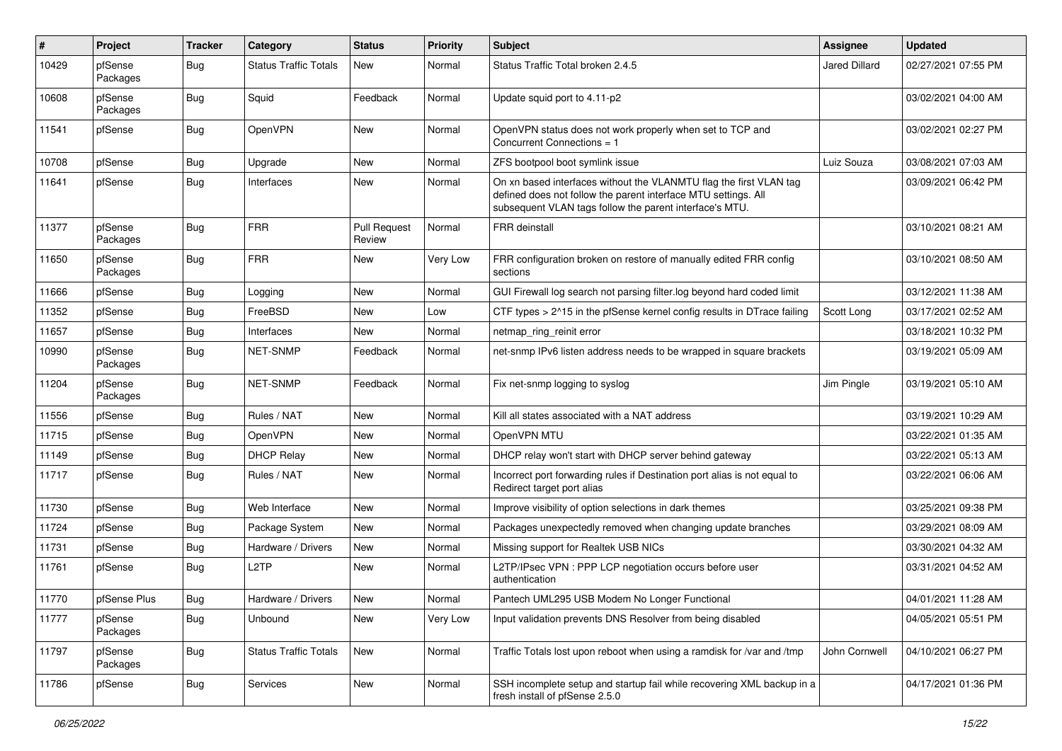| # | Project | Tracker | Category | Status | Priority | Subject | Assignee | Updated |
|---|---|---|---|---|---|---|---|---|
| 10429 | pfSense Packages | Bug | Status Traffic Totals | New | Normal | Status Traffic Total broken 2.4.5 | Jared Dillard | 02/27/2021 07:55 PM |
| 10608 | pfSense Packages | Bug | Squid | Feedback | Normal | Update squid port to 4.11-p2 | | 03/02/2021 04:00 AM |
| 11541 | pfSense | Bug | OpenVPN | New | Normal | OpenVPN status does not work properly when set to TCP and Concurrent Connections = 1 | | 03/02/2021 02:27 PM |
| 10708 | pfSense | Bug | Upgrade | New | Normal | ZFS bootpool boot symlink issue | Luiz Souza | 03/08/2021 07:03 AM |
| 11641 | pfSense | Bug | Interfaces | New | Normal | On xn based interfaces without the VLANMTU flag the first VLAN tag defined does not follow the parent interface MTU settings. All subsequent VLAN tags follow the parent interface's MTU. | | 03/09/2021 06:42 PM |
| 11377 | pfSense Packages | Bug | FRR | Pull Request Review | Normal | FRR deinstall | | 03/10/2021 08:21 AM |
| 11650 | pfSense Packages | Bug | FRR | New | Very Low | FRR configuration broken on restore of manually edited FRR config sections | | 03/10/2021 08:50 AM |
| 11666 | pfSense | Bug | Logging | New | Normal | GUI Firewall log search not parsing filter.log beyond hard coded limit | | 03/12/2021 11:38 AM |
| 11352 | pfSense | Bug | FreeBSD | New | Low | CTF types > 2^15 in the pfSense kernel config results in DTrace failing | Scott Long | 03/17/2021 02:52 AM |
| 11657 | pfSense | Bug | Interfaces | New | Normal | netmap_ring_reinit error | | 03/18/2021 10:32 PM |
| 10990 | pfSense Packages | Bug | NET-SNMP | Feedback | Normal | net-snmp IPv6 listen address needs to be wrapped in square brackets | | 03/19/2021 05:09 AM |
| 11204 | pfSense Packages | Bug | NET-SNMP | Feedback | Normal | Fix net-snmp logging to syslog | Jim Pingle | 03/19/2021 05:10 AM |
| 11556 | pfSense | Bug | Rules / NAT | New | Normal | Kill all states associated with a NAT address | | 03/19/2021 10:29 AM |
| 11715 | pfSense | Bug | OpenVPN | New | Normal | OpenVPN MTU | | 03/22/2021 01:35 AM |
| 11149 | pfSense | Bug | DHCP Relay | New | Normal | DHCP relay won't start with DHCP server behind gateway | | 03/22/2021 05:13 AM |
| 11717 | pfSense | Bug | Rules / NAT | New | Normal | Incorrect port forwarding rules if Destination port alias is not equal to Redirect target port alias | | 03/22/2021 06:06 AM |
| 11730 | pfSense | Bug | Web Interface | New | Normal | Improve visibility of option selections in dark themes | | 03/25/2021 09:38 PM |
| 11724 | pfSense | Bug | Package System | New | Normal | Packages unexpectedly removed when changing update branches | | 03/29/2021 08:09 AM |
| 11731 | pfSense | Bug | Hardware / Drivers | New | Normal | Missing support for Realtek USB NICs | | 03/30/2021 04:32 AM |
| 11761 | pfSense | Bug | L2TP | New | Normal | L2TP/IPsec VPN : PPP LCP negotiation occurs before user authentication | | 03/31/2021 04:52 AM |
| 11770 | pfSense Plus | Bug | Hardware / Drivers | New | Normal | Pantech UML295 USB Modem No Longer Functional | | 04/01/2021 11:28 AM |
| 11777 | pfSense Packages | Bug | Unbound | New | Very Low | Input validation prevents DNS Resolver from being disabled | | 04/05/2021 05:51 PM |
| 11797 | pfSense Packages | Bug | Status Traffic Totals | New | Normal | Traffic Totals lost upon reboot when using a ramdisk for /var and /tmp | John Cornwell | 04/10/2021 06:27 PM |
| 11786 | pfSense | Bug | Services | New | Normal | SSH incomplete setup and startup fail while recovering XML backup in a fresh install of pfSense 2.5.0 | | 04/17/2021 01:36 PM |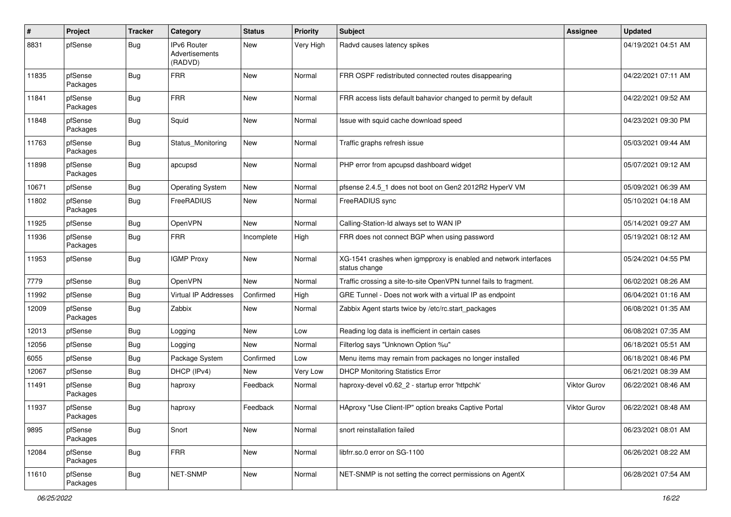| # | Project | Tracker | Category | Status | Priority | Subject | Assignee | Updated |
|---|---|---|---|---|---|---|---|---|
| 8831 | pfSense | Bug | IPv6 Router Advertisements (RADVD) | New | Very High | Radvd causes latency spikes | | 04/19/2021 04:51 AM |
| 11835 | pfSense Packages | Bug | FRR | New | Normal | FRR OSPF redistributed connected routes disappearing | | 04/22/2021 07:11 AM |
| 11841 | pfSense Packages | Bug | FRR | New | Normal | FRR access lists default bahavior changed to permit by default | | 04/22/2021 09:52 AM |
| 11848 | pfSense Packages | Bug | Squid | New | Normal | Issue with squid cache download speed | | 04/23/2021 09:30 PM |
| 11763 | pfSense Packages | Bug | Status_Monitoring | New | Normal | Traffic graphs refresh issue | | 05/03/2021 09:44 AM |
| 11898 | pfSense Packages | Bug | apcupsd | New | Normal | PHP error from apcupsd dashboard widget | | 05/07/2021 09:12 AM |
| 10671 | pfSense | Bug | Operating System | New | Normal | pfsense 2.4.5_1 does not boot on Gen2 2012R2 HyperV VM | | 05/09/2021 06:39 AM |
| 11802 | pfSense Packages | Bug | FreeRADIUS | New | Normal | FreeRADIUS sync | | 05/10/2021 04:18 AM |
| 11925 | pfSense | Bug | OpenVPN | New | Normal | Calling-Station-Id always set to WAN IP | | 05/14/2021 09:27 AM |
| 11936 | pfSense Packages | Bug | FRR | Incomplete | High | FRR does not connect BGP when using password | | 05/19/2021 08:12 AM |
| 11953 | pfSense | Bug | IGMP Proxy | New | Normal | XG-1541 crashes when igmpproxy is enabled and network interfaces status change | | 05/24/2021 04:55 PM |
| 7779 | pfSense | Bug | OpenVPN | New | Normal | Traffic crossing a site-to-site OpenVPN tunnel fails to fragment. | | 06/02/2021 08:26 AM |
| 11992 | pfSense | Bug | Virtual IP Addresses | Confirmed | High | GRE Tunnel - Does not work with a virtual IP as endpoint | | 06/04/2021 01:16 AM |
| 12009 | pfSense Packages | Bug | Zabbix | New | Normal | Zabbix Agent starts twice by /etc/rc.start_packages | | 06/08/2021 01:35 AM |
| 12013 | pfSense | Bug | Logging | New | Low | Reading log data is inefficient in certain cases | | 06/08/2021 07:35 AM |
| 12056 | pfSense | Bug | Logging | New | Normal | Filterlog says "Unknown Option %u" | | 06/18/2021 05:51 AM |
| 6055 | pfSense | Bug | Package System | Confirmed | Low | Menu items may remain from packages no longer installed | | 06/18/2021 08:46 PM |
| 12067 | pfSense | Bug | DHCP (IPv4) | New | Very Low | DHCP Monitoring Statistics Error | | 06/21/2021 08:39 AM |
| 11491 | pfSense Packages | Bug | haproxy | Feedback | Normal | haproxy-devel v0.62_2 - startup error 'httpchk' | Viktor Gurov | 06/22/2021 08:46 AM |
| 11937 | pfSense Packages | Bug | haproxy | Feedback | Normal | HAproxy "Use Client-IP" option breaks Captive Portal | Viktor Gurov | 06/22/2021 08:48 AM |
| 9895 | pfSense Packages | Bug | Snort | New | Normal | snort reinstallation failed | | 06/23/2021 08:01 AM |
| 12084 | pfSense Packages | Bug | FRR | New | Normal | libfrr.so.0 error on SG-1100 | | 06/26/2021 08:22 AM |
| 11610 | pfSense Packages | Bug | NET-SNMP | New | Normal | NET-SNMP is not setting the correct permissions on AgentX | | 06/28/2021 07:54 AM |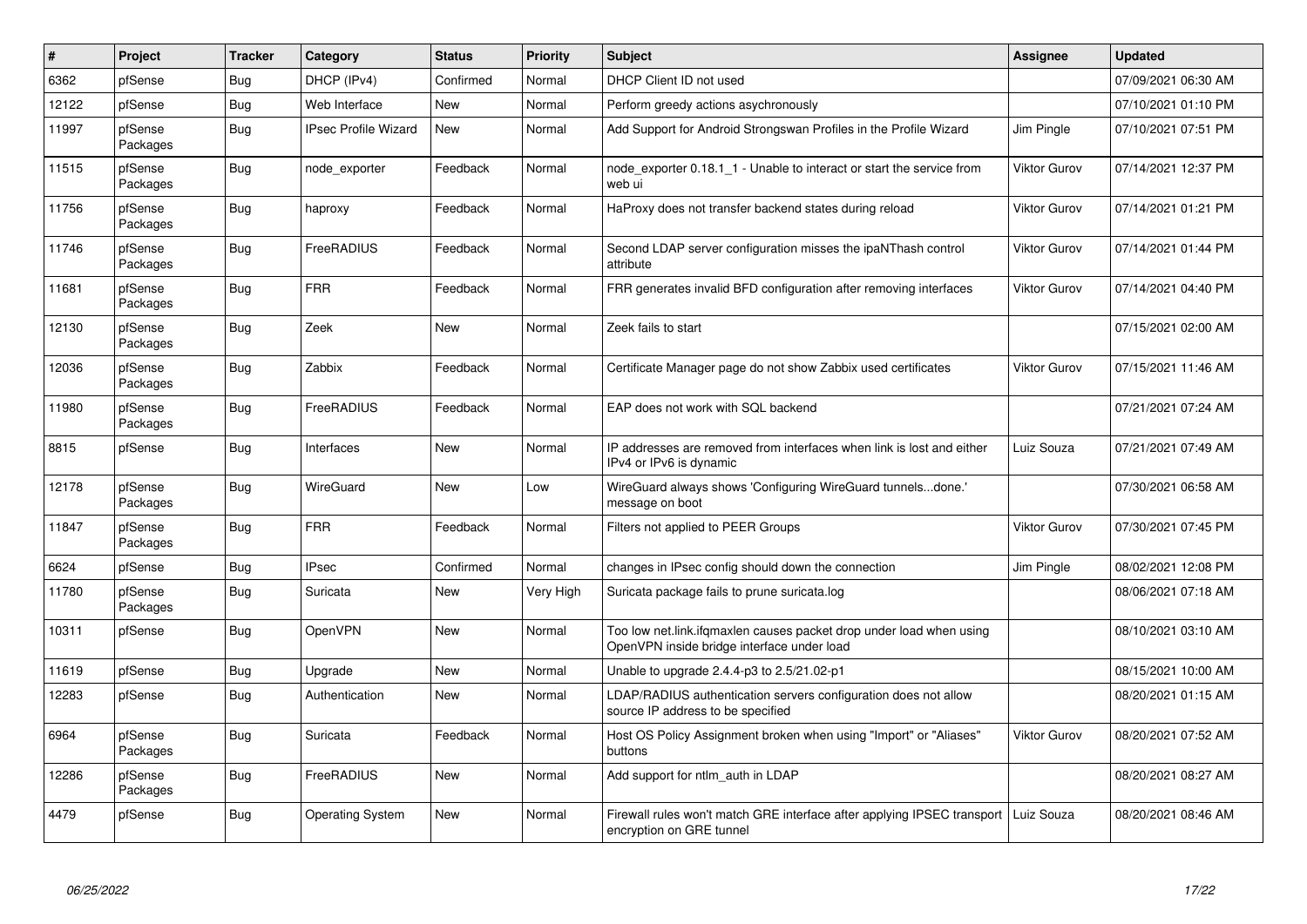| # | Project | Tracker | Category | Status | Priority | Subject | Assignee | Updated |
|---|---|---|---|---|---|---|---|---|
| 6362 | pfSense | Bug | DHCP (IPv4) | Confirmed | Normal | DHCP Client ID not used | | 07/09/2021 06:30 AM |
| 12122 | pfSense | Bug | Web Interface | New | Normal | Perform greedy actions asychronously | | 07/10/2021 01:10 PM |
| 11997 | pfSense Packages | Bug | IPsec Profile Wizard | New | Normal | Add Support for Android Strongswan Profiles in the Profile Wizard | Jim Pingle | 07/10/2021 07:51 PM |
| 11515 | pfSense Packages | Bug | node_exporter | Feedback | Normal | node_exporter 0.18.1_1 - Unable to interact or start the service from web ui | Viktor Gurov | 07/14/2021 12:37 PM |
| 11756 | pfSense Packages | Bug | haproxy | Feedback | Normal | HaProxy does not transfer backend states during reload | Viktor Gurov | 07/14/2021 01:21 PM |
| 11746 | pfSense Packages | Bug | FreeRADIUS | Feedback | Normal | Second LDAP server configuration misses the ipaNThash control attribute | Viktor Gurov | 07/14/2021 01:44 PM |
| 11681 | pfSense Packages | Bug | FRR | Feedback | Normal | FRR generates invalid BFD configuration after removing interfaces | Viktor Gurov | 07/14/2021 04:40 PM |
| 12130 | pfSense Packages | Bug | Zeek | New | Normal | Zeek fails to start | | 07/15/2021 02:00 AM |
| 12036 | pfSense Packages | Bug | Zabbix | Feedback | Normal | Certificate Manager page do not show Zabbix used certificates | Viktor Gurov | 07/15/2021 11:46 AM |
| 11980 | pfSense Packages | Bug | FreeRADIUS | Feedback | Normal | EAP does not work with SQL backend | | 07/21/2021 07:24 AM |
| 8815 | pfSense | Bug | Interfaces | New | Normal | IP addresses are removed from interfaces when link is lost and either IPv4 or IPv6 is dynamic | Luiz Souza | 07/21/2021 07:49 AM |
| 12178 | pfSense Packages | Bug | WireGuard | New | Low | WireGuard always shows 'Configuring WireGuard tunnels...done.' message on boot | | 07/30/2021 06:58 AM |
| 11847 | pfSense Packages | Bug | FRR | Feedback | Normal | Filters not applied to PEER Groups | Viktor Gurov | 07/30/2021 07:45 PM |
| 6624 | pfSense | Bug | IPsec | Confirmed | Normal | changes in IPsec config should down the connection | Jim Pingle | 08/02/2021 12:08 PM |
| 11780 | pfSense Packages | Bug | Suricata | New | Very High | Suricata package fails to prune suricata.log | | 08/06/2021 07:18 AM |
| 10311 | pfSense | Bug | OpenVPN | New | Normal | Too low net.link.ifqmaxlen causes packet drop under load when using OpenVPN inside bridge interface under load | | 08/10/2021 03:10 AM |
| 11619 | pfSense | Bug | Upgrade | New | Normal | Unable to upgrade 2.4.4-p3 to 2.5/21.02-p1 | | 08/15/2021 10:00 AM |
| 12283 | pfSense | Bug | Authentication | New | Normal | LDAP/RADIUS authentication servers configuration does not allow source IP address to be specified | | 08/20/2021 01:15 AM |
| 6964 | pfSense Packages | Bug | Suricata | Feedback | Normal | Host OS Policy Assignment broken when using "Import" or "Aliases" buttons | Viktor Gurov | 08/20/2021 07:52 AM |
| 12286 | pfSense Packages | Bug | FreeRADIUS | New | Normal | Add support for ntlm_auth in LDAP | | 08/20/2021 08:27 AM |
| 4479 | pfSense | Bug | Operating System | New | Normal | Firewall rules won't match GRE interface after applying IPSEC transport encryption on GRE tunnel | Luiz Souza | 08/20/2021 08:46 AM |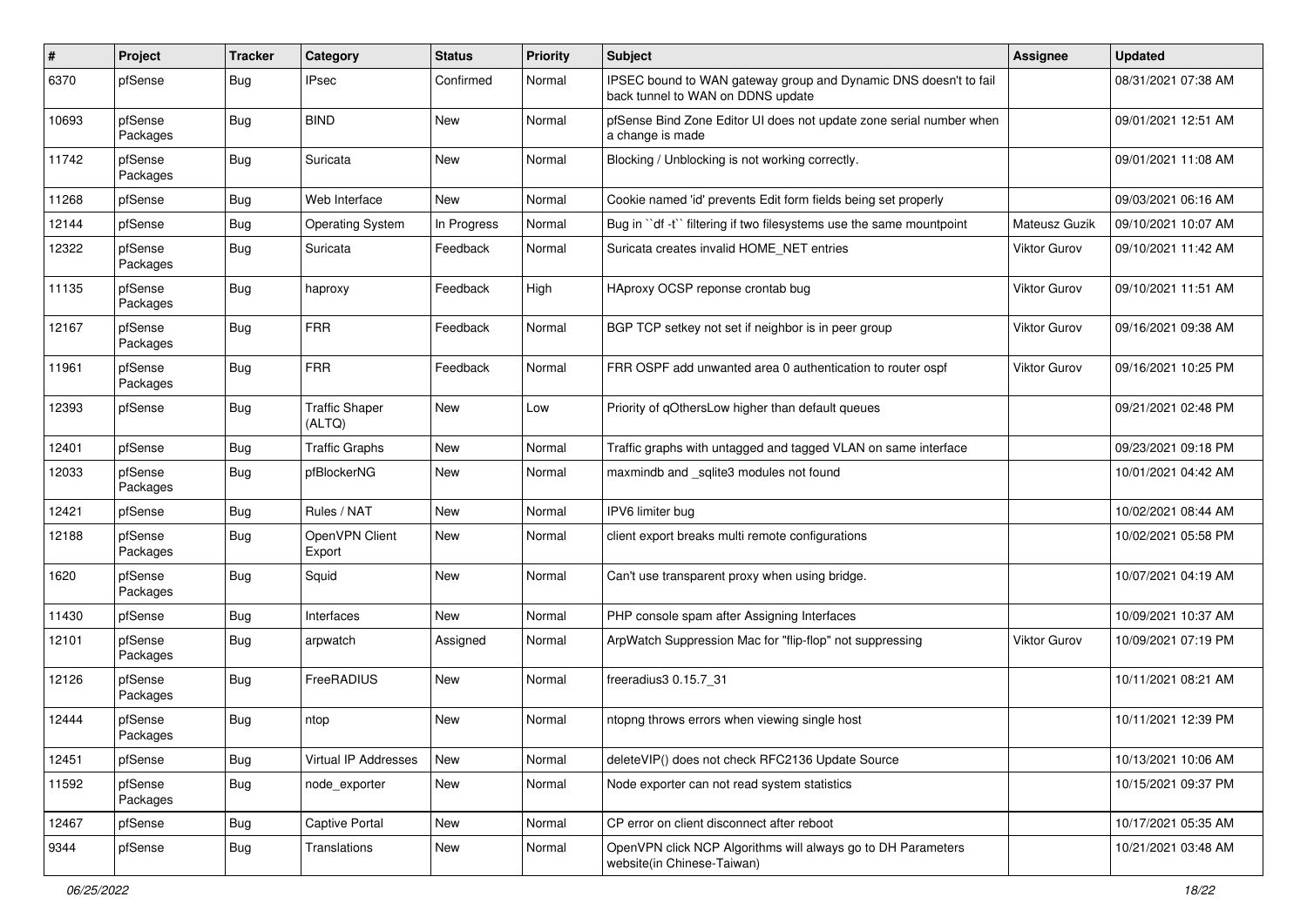| # | Project | Tracker | Category | Status | Priority | Subject | Assignee | Updated |
|---|---|---|---|---|---|---|---|---|
| 6370 | pfSense | Bug | IPsec | Confirmed | Normal | IPSEC bound to WAN gateway group and Dynamic DNS doesn't to fail back tunnel to WAN on DDNS update | | 08/31/2021 07:38 AM |
| 10693 | pfSense Packages | Bug | BIND | New | Normal | pfSense Bind Zone Editor UI does not update zone serial number when a change is made | | 09/01/2021 12:51 AM |
| 11742 | pfSense Packages | Bug | Suricata | New | Normal | Blocking / Unblocking is not working correctly. | | 09/01/2021 11:08 AM |
| 11268 | pfSense | Bug | Web Interface | New | Normal | Cookie named 'id' prevents Edit form fields being set properly | | 09/03/2021 06:16 AM |
| 12144 | pfSense | Bug | Operating System | In Progress | Normal | Bug in ``df -t`` filtering if two filesystems use the same mountpoint | Mateusz Guzik | 09/10/2021 10:07 AM |
| 12322 | pfSense Packages | Bug | Suricata | Feedback | Normal | Suricata creates invalid HOME_NET entries | Viktor Gurov | 09/10/2021 11:42 AM |
| 11135 | pfSense Packages | Bug | haproxy | Feedback | High | HAproxy OCSP reponse crontab bug | Viktor Gurov | 09/10/2021 11:51 AM |
| 12167 | pfSense Packages | Bug | FRR | Feedback | Normal | BGP TCP setkey not set if neighbor is in peer group | Viktor Gurov | 09/16/2021 09:38 AM |
| 11961 | pfSense Packages | Bug | FRR | Feedback | Normal | FRR OSPF add unwanted area 0 authentication to router ospf | Viktor Gurov | 09/16/2021 10:25 PM |
| 12393 | pfSense | Bug | Traffic Shaper (ALTQ) | New | Low | Priority of qOthersLow higher than default queues | | 09/21/2021 02:48 PM |
| 12401 | pfSense | Bug | Traffic Graphs | New | Normal | Traffic graphs with untagged and tagged VLAN on same interface | | 09/23/2021 09:18 PM |
| 12033 | pfSense Packages | Bug | pfBlockerNG | New | Normal | maxmindb and _sqlite3 modules not found | | 10/01/2021 04:42 AM |
| 12421 | pfSense | Bug | Rules / NAT | New | Normal | IPV6 limiter bug | | 10/02/2021 08:44 AM |
| 12188 | pfSense Packages | Bug | OpenVPN Client Export | New | Normal | client export breaks multi remote configurations | | 10/02/2021 05:58 PM |
| 1620 | pfSense Packages | Bug | Squid | New | Normal | Can't use transparent proxy when using bridge. | | 10/07/2021 04:19 AM |
| 11430 | pfSense | Bug | Interfaces | New | Normal | PHP console spam after Assigning Interfaces | | 10/09/2021 10:37 AM |
| 12101 | pfSense Packages | Bug | arpwatch | Assigned | Normal | ArpWatch Suppression Mac for "flip-flop" not suppressing | Viktor Gurov | 10/09/2021 07:19 PM |
| 12126 | pfSense Packages | Bug | FreeRADIUS | New | Normal | freeradius3 0.15.7_31 | | 10/11/2021 08:21 AM |
| 12444 | pfSense Packages | Bug | ntop | New | Normal | ntopng throws errors when viewing single host | | 10/11/2021 12:39 PM |
| 12451 | pfSense | Bug | Virtual IP Addresses | New | Normal | deleteVIP() does not check RFC2136 Update Source | | 10/13/2021 10:06 AM |
| 11592 | pfSense Packages | Bug | node_exporter | New | Normal | Node exporter can not read system statistics | | 10/15/2021 09:37 PM |
| 12467 | pfSense | Bug | Captive Portal | New | Normal | CP error on client disconnect after reboot | | 10/17/2021 05:35 AM |
| 9344 | pfSense | Bug | Translations | New | Normal | OpenVPN click NCP Algorithms will always go to DH Parameters website(in Chinese-Taiwan) | | 10/21/2021 03:48 AM |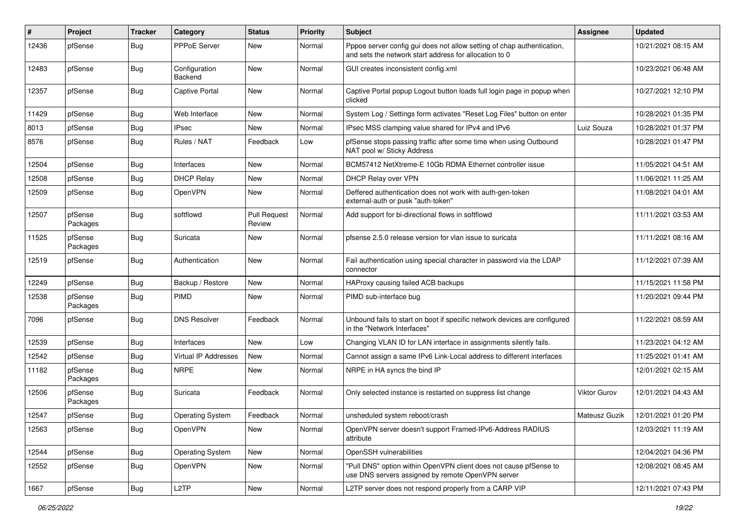| # | Project | Tracker | Category | Status | Priority | Subject | Assignee | Updated |
|---|---|---|---|---|---|---|---|---|
| 12436 | pfSense | Bug | PPPoE Server | New | Normal | Pppoe server config gui does not allow setting of chap authentication, and sets the network start address for allocation to 0 | | 10/21/2021 08:15 AM |
| 12483 | pfSense | Bug | Configuration Backend | New | Normal | GUI creates inconsistent config.xml | | 10/23/2021 06:48 AM |
| 12357 | pfSense | Bug | Captive Portal | New | Normal | Captive Portal popup Logout button loads full login page in popup when clicked | | 10/27/2021 12:10 PM |
| 11429 | pfSense | Bug | Web Interface | New | Normal | System Log / Settings form activates "Reset Log Files" button on enter | | 10/28/2021 01:35 PM |
| 8013 | pfSense | Bug | IPsec | New | Normal | IPsec MSS clamping value shared for IPv4 and IPv6 | Luiz Souza | 10/28/2021 01:37 PM |
| 8576 | pfSense | Bug | Rules / NAT | Feedback | Low | pfSense stops passing traffic after some time when using Outbound NAT pool w/ Sticky Address | | 10/28/2021 01:47 PM |
| 12504 | pfSense | Bug | Interfaces | New | Normal | BCM57412 NetXtreme-E 10Gb RDMA Ethernet controller issue | | 11/05/2021 04:51 AM |
| 12508 | pfSense | Bug | DHCP Relay | New | Normal | DHCP Relay over VPN | | 11/06/2021 11:25 AM |
| 12509 | pfSense | Bug | OpenVPN | New | Normal | Deffered authentication does not work with auth-gen-token external-auth or pusk "auth-token" | | 11/08/2021 04:01 AM |
| 12507 | pfSense Packages | Bug | softflowd | Pull Request Review | Normal | Add support for bi-directional flows in softflowd | | 11/11/2021 03:53 AM |
| 11525 | pfSense Packages | Bug | Suricata | New | Normal | pfsense 2.5.0 release version for vlan issue to suricata | | 11/11/2021 08:16 AM |
| 12519 | pfSense | Bug | Authentication | New | Normal | Fail authentication using special character in password via the LDAP connector | | 11/12/2021 07:39 AM |
| 12249 | pfSense | Bug | Backup / Restore | New | Normal | HAProxy causing failed ACB backups | | 11/15/2021 11:58 PM |
| 12538 | pfSense Packages | Bug | PIMD | New | Normal | PIMD sub-interface bug | | 11/20/2021 09:44 PM |
| 7096 | pfSense | Bug | DNS Resolver | Feedback | Normal | Unbound fails to start on boot if specific network devices are configured in the "Network Interfaces" | | 11/22/2021 08:59 AM |
| 12539 | pfSense | Bug | Interfaces | New | Low | Changing VLAN ID for LAN interface in assignments silently fails. | | 11/23/2021 04:12 AM |
| 12542 | pfSense | Bug | Virtual IP Addresses | New | Normal | Cannot assign a same IPv6 Link-Local address to different interfaces | | 11/25/2021 01:41 AM |
| 11182 | pfSense Packages | Bug | NRPE | New | Normal | NRPE in HA syncs the bind IP | | 12/01/2021 02:15 AM |
| 12506 | pfSense Packages | Bug | Suricata | Feedback | Normal | Only selected instance is restarted on suppress list change | Viktor Gurov | 12/01/2021 04:43 AM |
| 12547 | pfSense | Bug | Operating System | Feedback | Normal | unsheduled system reboot/crash | Mateusz Guzik | 12/01/2021 01:20 PM |
| 12563 | pfSense | Bug | OpenVPN | New | Normal | OpenVPN server doesn't support Framed-IPv6-Address RADIUS attribute | | 12/03/2021 11:19 AM |
| 12544 | pfSense | Bug | Operating System | New | Normal | OpenSSH vulnerabilities | | 12/04/2021 04:36 PM |
| 12552 | pfSense | Bug | OpenVPN | New | Normal | "Pull DNS" option within OpenVPN client does not cause pfSense to use DNS servers assigned by remote OpenVPN server | | 12/08/2021 08:45 AM |
| 1667 | pfSense | Bug | L2TP | New | Normal | L2TP server does not respond properly from a CARP VIP | | 12/11/2021 07:43 PM |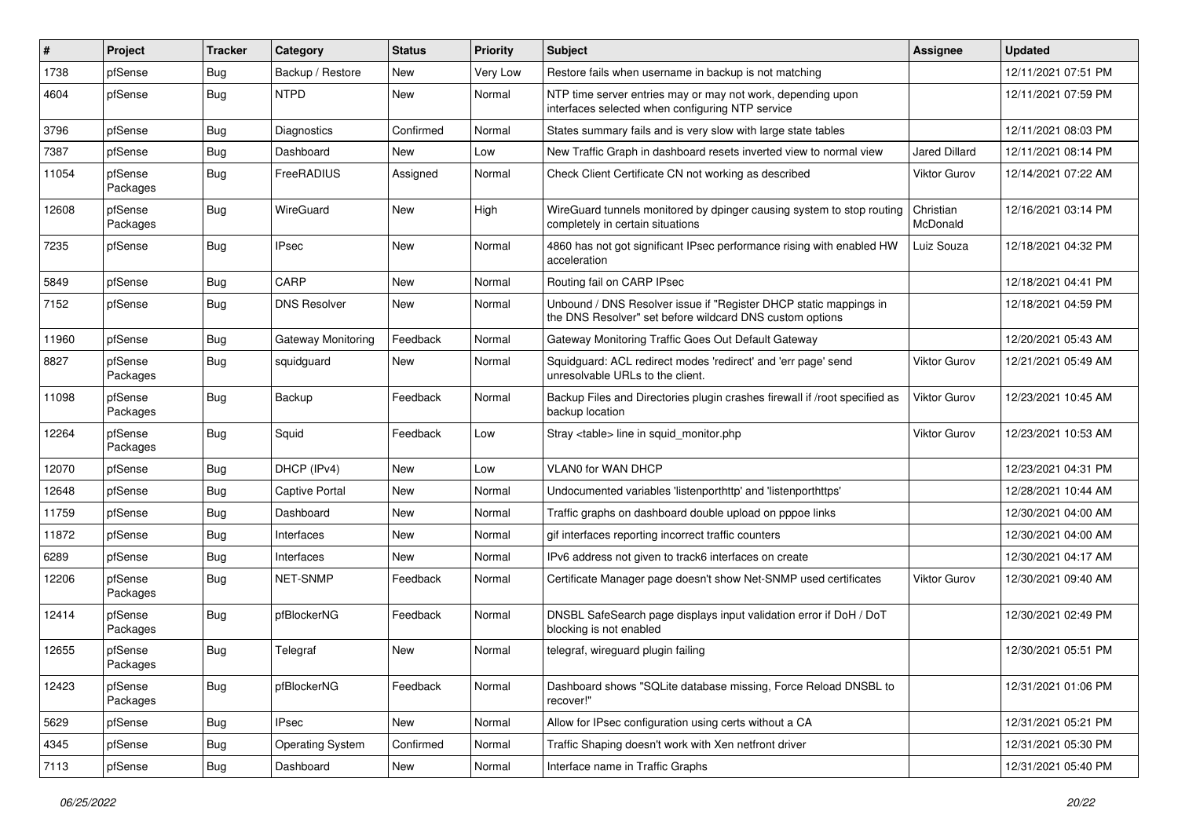| # | Project | Tracker | Category | Status | Priority | Subject | Assignee | Updated |
|---|---|---|---|---|---|---|---|---|
| 1738 | pfSense | Bug | Backup / Restore | New | Very Low | Restore fails when username in backup is not matching | | 12/11/2021 07:51 PM |
| 4604 | pfSense | Bug | NTPD | New | Normal | NTP time server entries may or may not work, depending upon interfaces selected when configuring NTP service | | 12/11/2021 07:59 PM |
| 3796 | pfSense | Bug | Diagnostics | Confirmed | Normal | States summary fails and is very slow with large state tables | | 12/11/2021 08:03 PM |
| 7387 | pfSense | Bug | Dashboard | New | Low | New Traffic Graph in dashboard resets inverted view to normal view | Jared Dillard | 12/11/2021 08:14 PM |
| 11054 | pfSense Packages | Bug | FreeRADIUS | Assigned | Normal | Check Client Certificate CN not working as described | Viktor Gurov | 12/14/2021 07:22 AM |
| 12608 | pfSense Packages | Bug | WireGuard | New | High | WireGuard tunnels monitored by dpinger causing system to stop routing completely in certain situations | Christian McDonald | 12/16/2021 03:14 PM |
| 7235 | pfSense | Bug | IPsec | New | Normal | 4860 has not got significant IPsec performance rising with enabled HW acceleration | Luiz Souza | 12/18/2021 04:32 PM |
| 5849 | pfSense | Bug | CARP | New | Normal | Routing fail on CARP IPsec | | 12/18/2021 04:41 PM |
| 7152 | pfSense | Bug | DNS Resolver | New | Normal | Unbound / DNS Resolver issue if "Register DHCP static mappings in the DNS Resolver" set before wildcard DNS custom options | | 12/18/2021 04:59 PM |
| 11960 | pfSense | Bug | Gateway Monitoring | Feedback | Normal | Gateway Monitoring Traffic Goes Out Default Gateway | | 12/20/2021 05:43 AM |
| 8827 | pfSense Packages | Bug | squidguard | New | Normal | Squidguard: ACL redirect modes 'redirect' and 'err page' send unresolvable URLs to the client. | Viktor Gurov | 12/21/2021 05:49 AM |
| 11098 | pfSense Packages | Bug | Backup | Feedback | Normal | Backup Files and Directories plugin crashes firewall if /root specified as backup location | Viktor Gurov | 12/23/2021 10:45 AM |
| 12264 | pfSense Packages | Bug | Squid | Feedback | Low | Stray <table> line in squid_monitor.php | Viktor Gurov | 12/23/2021 10:53 AM |
| 12070 | pfSense | Bug | DHCP (IPv4) | New | Low | VLAN0 for WAN DHCP | | 12/23/2021 04:31 PM |
| 12648 | pfSense | Bug | Captive Portal | New | Normal | Undocumented variables 'listenporthttp' and 'listenporthttps' | | 12/28/2021 10:44 AM |
| 11759 | pfSense | Bug | Dashboard | New | Normal | Traffic graphs on dashboard double upload on pppoe links | | 12/30/2021 04:00 AM |
| 11872 | pfSense | Bug | Interfaces | New | Normal | gif interfaces reporting incorrect traffic counters | | 12/30/2021 04:00 AM |
| 6289 | pfSense | Bug | Interfaces | New | Normal | IPv6 address not given to track6 interfaces on create | | 12/30/2021 04:17 AM |
| 12206 | pfSense Packages | Bug | NET-SNMP | Feedback | Normal | Certificate Manager page doesn't show Net-SNMP used certificates | Viktor Gurov | 12/30/2021 09:40 AM |
| 12414 | pfSense Packages | Bug | pfBlockerNG | Feedback | Normal | DNSBL SafeSearch page displays input validation error if DoH / DoT blocking is not enabled | | 12/30/2021 02:49 PM |
| 12655 | pfSense Packages | Bug | Telegraf | New | Normal | telegraf, wireguard plugin failing | | 12/30/2021 05:51 PM |
| 12423 | pfSense Packages | Bug | pfBlockerNG | Feedback | Normal | Dashboard shows "SQLite database missing, Force Reload DNSBL to recover!" | | 12/31/2021 01:06 PM |
| 5629 | pfSense | Bug | IPsec | New | Normal | Allow for IPsec configuration using certs without a CA | | 12/31/2021 05:21 PM |
| 4345 | pfSense | Bug | Operating System | Confirmed | Normal | Traffic Shaping doesn't work with Xen netfront driver | | 12/31/2021 05:30 PM |
| 7113 | pfSense | Bug | Dashboard | New | Normal | Interface name in Traffic Graphs | | 12/31/2021 05:40 PM |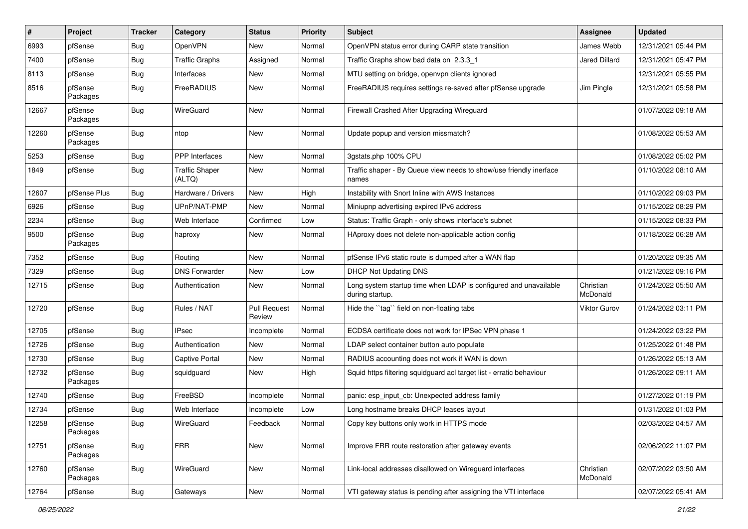| # | Project | Tracker | Category | Status | Priority | Subject | Assignee | Updated |
|---|---|---|---|---|---|---|---|---|
| 6993 | pfSense | Bug | OpenVPN | New | Normal | OpenVPN status error during CARP state transition | James Webb | 12/31/2021 05:44 PM |
| 7400 | pfSense | Bug | Traffic Graphs | Assigned | Normal | Traffic Graphs show bad data on 2.3.3_1 | Jared Dillard | 12/31/2021 05:47 PM |
| 8113 | pfSense | Bug | Interfaces | New | Normal | MTU setting on bridge, openvpn clients ignored | | 12/31/2021 05:55 PM |
| 8516 | pfSense Packages | Bug | FreeRADIUS | New | Normal | FreeRADIUS requires settings re-saved after pfSense upgrade | Jim Pingle | 12/31/2021 05:58 PM |
| 12667 | pfSense Packages | Bug | WireGuard | New | Normal | Firewall Crashed After Upgrading Wireguard | | 01/07/2022 09:18 AM |
| 12260 | pfSense Packages | Bug | ntop | New | Normal | Update popup and version missmatch? | | 01/08/2022 05:53 AM |
| 5253 | pfSense | Bug | PPP Interfaces | New | Normal | 3gstats.php 100% CPU | | 01/08/2022 05:02 PM |
| 1849 | pfSense | Bug | Traffic Shaper (ALTQ) | New | Normal | Traffic shaper - By Queue view needs to show/use friendly inerface names | | 01/10/2022 08:10 AM |
| 12607 | pfSense Plus | Bug | Hardware / Drivers | New | High | Instability with Snort Inline with AWS Instances | | 01/10/2022 09:03 PM |
| 6926 | pfSense | Bug | UPnP/NAT-PMP | New | Normal | Miniupnp advertising expired IPv6 address | | 01/15/2022 08:29 PM |
| 2234 | pfSense | Bug | Web Interface | Confirmed | Low | Status: Traffic Graph - only shows interface's subnet | | 01/15/2022 08:33 PM |
| 9500 | pfSense Packages | Bug | haproxy | New | Normal | HAproxy does not delete non-applicable action config | | 01/18/2022 06:28 AM |
| 7352 | pfSense | Bug | Routing | New | Normal | pfSense IPv6 static route is dumped after a WAN flap | | 01/20/2022 09:35 AM |
| 7329 | pfSense | Bug | DNS Forwarder | New | Low | DHCP Not Updating DNS | | 01/21/2022 09:16 PM |
| 12715 | pfSense | Bug | Authentication | New | Normal | Long system startup time when LDAP is configured and unavailable during startup. | Christian McDonald | 01/24/2022 05:50 AM |
| 12720 | pfSense | Bug | Rules / NAT | Pull Request Review | Normal | Hide the ``tag`` field on non-floating tabs | Viktor Gurov | 01/24/2022 03:11 PM |
| 12705 | pfSense | Bug | IPsec | Incomplete | Normal | ECDSA certificate does not work for IPSec VPN phase 1 | | 01/24/2022 03:22 PM |
| 12726 | pfSense | Bug | Authentication | New | Normal | LDAP select container button auto populate | | 01/25/2022 01:48 PM |
| 12730 | pfSense | Bug | Captive Portal | New | Normal | RADIUS accounting does not work if WAN is down | | 01/26/2022 05:13 AM |
| 12732 | pfSense Packages | Bug | squidguard | New | High | Squid https filtering squidguard acl target list - erratic behaviour | | 01/26/2022 09:11 AM |
| 12740 | pfSense | Bug | FreeBSD | Incomplete | Normal | panic: esp_input_cb: Unexpected address family | | 01/27/2022 01:19 PM |
| 12734 | pfSense | Bug | Web Interface | Incomplete | Low | Long hostname breaks DHCP leases layout | | 01/31/2022 01:03 PM |
| 12258 | pfSense Packages | Bug | WireGuard | Feedback | Normal | Copy key buttons only work in HTTPS mode | | 02/03/2022 04:57 AM |
| 12751 | pfSense Packages | Bug | FRR | New | Normal | Improve FRR route restoration after gateway events | | 02/06/2022 11:07 PM |
| 12760 | pfSense Packages | Bug | WireGuard | New | Normal | Link-local addresses disallowed on Wireguard interfaces | Christian McDonald | 02/07/2022 03:50 AM |
| 12764 | pfSense | Bug | Gateways | New | Normal | VTI gateway status is pending after assigning the VTI interface | | 02/07/2022 05:41 AM |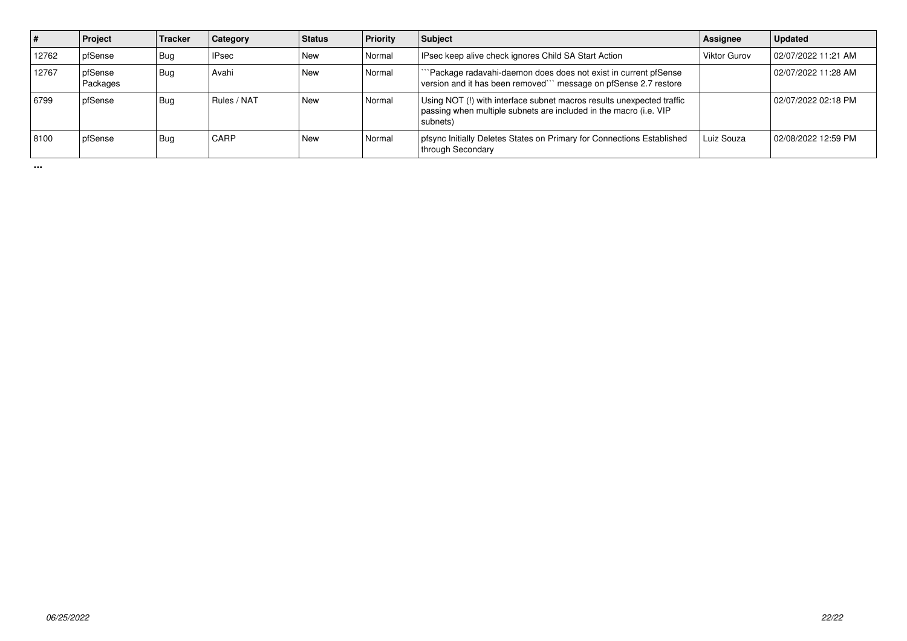| # | Project | Tracker | Category | Status | Priority | Subject | Assignee | Updated |
|---|---|---|---|---|---|---|---|---|
| 12762 | pfSense | Bug | IPsec | New | Normal | IPsec keep alive check ignores Child SA Start Action | Viktor Gurov | 02/07/2022 11:21 AM |
| 12767 | pfSense Packages | Bug | Avahi | New | Normal | ```Package radavahi-daemon does does not exist in current pfSense version and it has been removed``` message on pfSense 2.7 restore | | 02/07/2022 11:28 AM |
| 6799 | pfSense | Bug | Rules / NAT | New | Normal | Using NOT (!) with interface subnet macros results unexpected traffic passing when multiple subnets are included in the macro (i.e. VIP subnets) | | 02/07/2022 02:18 PM |
| 8100 | pfSense | Bug | CARP | New | Normal | pfsync Initially Deletes States on Primary for Connections Established through Secondary | Luiz Souza | 02/08/2022 12:59 PM |

...